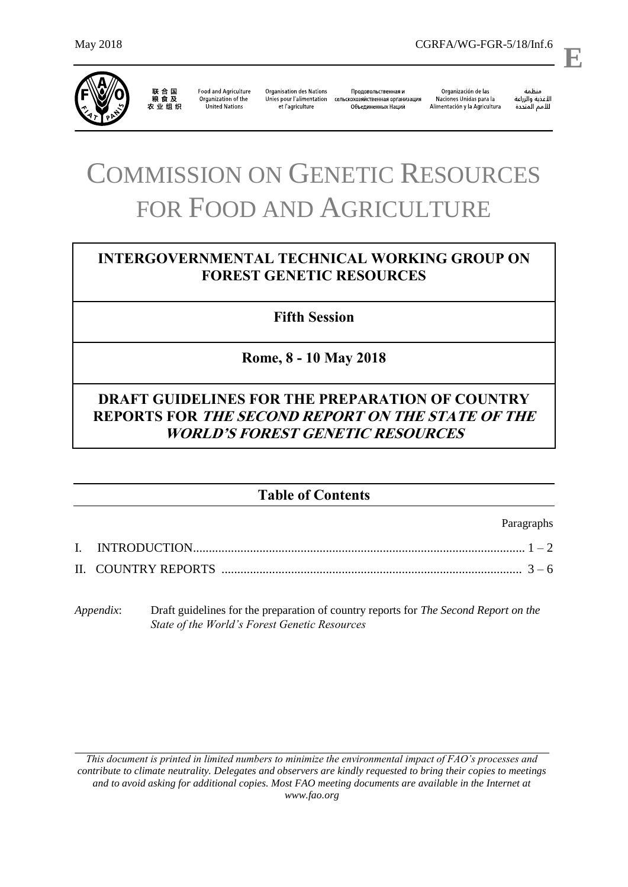May 2018 CGRFA/WG-FGR-5/18/Inf.6

**E**

联合国粮食及农业组织 | Food and Agriculture Organization of the United Nations | Organisation des Nations Unies pour l'alimentation et l'agriculture | Продовольственная и сельскохозяйственная организация Объединенных Наций | Organización de las Naciones Unidas para la Alimentación y la Agricultura | منظمة الأغذية والزراعة للأمم المتحدة

# COMMISSION ON GENETIC RESOURCES FOR FOOD AND AGRICULTURE

## INTERGOVERNMENTAL TECHNICAL WORKING GROUP ON FOREST GENETIC RESOURCES

### Fifth Session

### Rome, 8 - 10 May 2018

## DRAFT GUIDELINES FOR THE PREPARATION OF COUNTRY REPORTS FOR *THE SECOND REPORT ON THE STATE OF THE WORLD'S FOREST GENETIC RESOURCES*

## Table of Contents

| | Paragraphs |
|---|---|
| I. INTRODUCTION | 1 – 2 |
| II. COUNTRY REPORTS | 3 – 6 |

*Appendix*: Draft guidelines for the preparation of country reports for *The Second Report on the State of the World's Forest Genetic Resources*

*This document is printed in limited numbers to minimize the environmental impact of FAO's processes and contribute to climate neutrality. Delegates and observers are kindly requested to bring their copies to meetings and to avoid asking for additional copies. Most FAO meeting documents are available in the Internet at www.fao.org*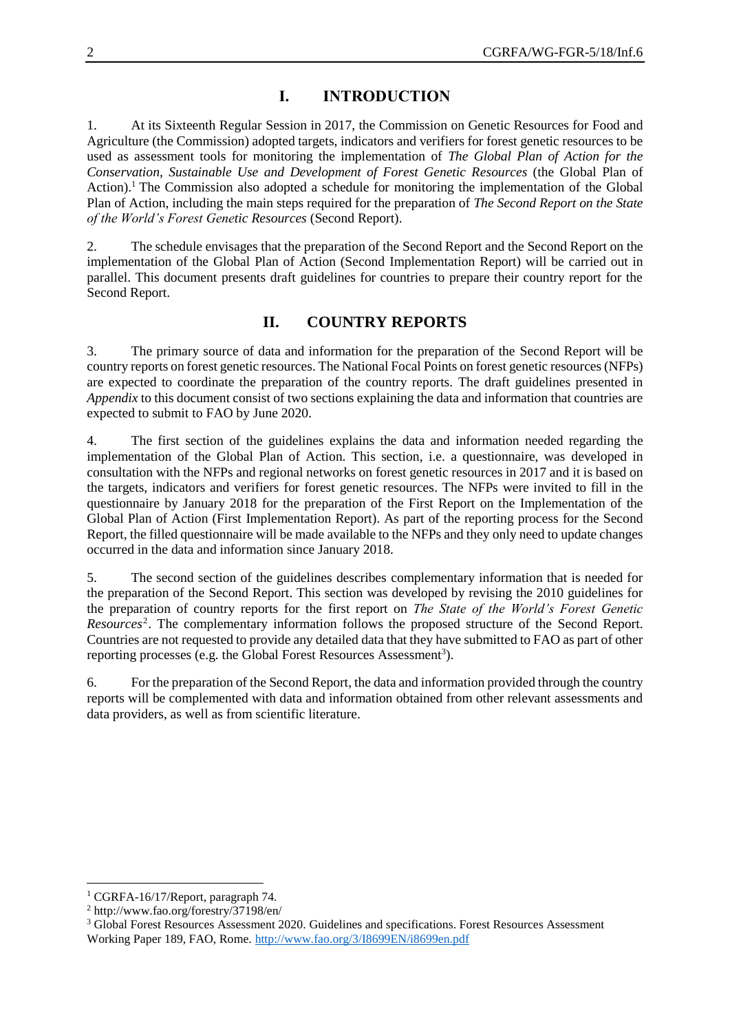## I. INTRODUCTION

1. At its Sixteenth Regular Session in 2017, the Commission on Genetic Resources for Food and Agriculture (the Commission) adopted targets, indicators and verifiers for forest genetic resources to be used as assessment tools for monitoring the implementation of *The Global Plan of Action for the Conservation, Sustainable Use and Development of Forest Genetic Resources* (the Global Plan of Action).[1] The Commission also adopted a schedule for monitoring the implementation of the Global Plan of Action, including the main steps required for the preparation of *The Second Report on the State of the World's Forest Genetic Resources* (Second Report).

2. The schedule envisages that the preparation of the Second Report and the Second Report on the implementation of the Global Plan of Action (Second Implementation Report) will be carried out in parallel. This document presents draft guidelines for countries to prepare their country report for the Second Report.

## II. COUNTRY REPORTS

3. The primary source of data and information for the preparation of the Second Report will be country reports on forest genetic resources. The National Focal Points on forest genetic resources (NFPs) are expected to coordinate the preparation of the country reports. The draft guidelines presented in *Appendix* to this document consist of two sections explaining the data and information that countries are expected to submit to FAO by June 2020.

4. The first section of the guidelines explains the data and information needed regarding the implementation of the Global Plan of Action. This section, i.e. a questionnaire, was developed in consultation with the NFPs and regional networks on forest genetic resources in 2017 and it is based on the targets, indicators and verifiers for forest genetic resources. The NFPs were invited to fill in the questionnaire by January 2018 for the preparation of the First Report on the Implementation of the Global Plan of Action (First Implementation Report). As part of the reporting process for the Second Report, the filled questionnaire will be made available to the NFPs and they only need to update changes occurred in the data and information since January 2018.

5. The second section of the guidelines describes complementary information that is needed for the preparation of the Second Report. This section was developed by revising the 2010 guidelines for the preparation of country reports for the first report on *The State of the World's Forest Genetic Resources*[2]. The complementary information follows the proposed structure of the Second Report. Countries are not requested to provide any detailed data that they have submitted to FAO as part of other reporting processes (e.g. the Global Forest Resources Assessment[3]).

6. For the preparation of the Second Report, the data and information provided through the country reports will be complemented with data and information obtained from other relevant assessments and data providers, as well as from scientific literature.

---

[1] CGRFA-16/17/Report, paragraph 74.

[2] http://www.fao.org/forestry/37198/en/

[3] Global Forest Resources Assessment 2020. Guidelines and specifications. Forest Resources Assessment Working Paper 189, FAO, Rome. http://www.fao.org/3/I8699EN/i8699en.pdf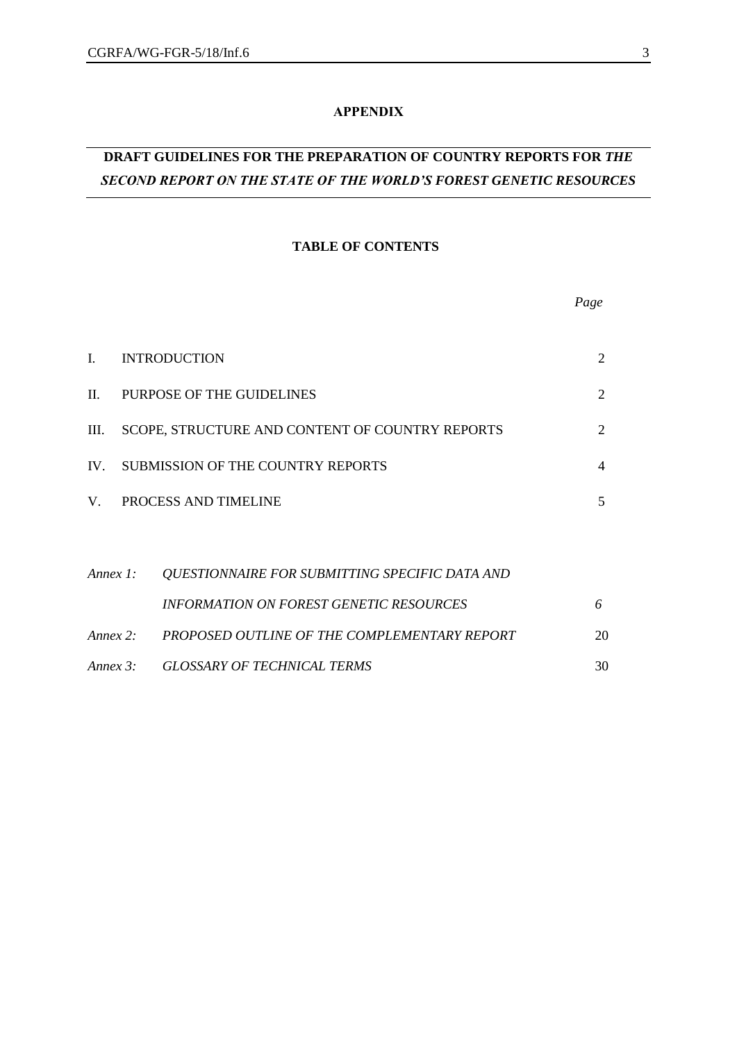**APPENDIX**

# DRAFT GUIDELINES FOR THE PREPARATION OF COUNTRY REPORTS FOR *THE SECOND REPORT ON THE STATE OF THE WORLD'S FOREST GENETIC RESOURCES*

## TABLE OF CONTENTS

| | | *Page* |
|---|---|---|
| I. | INTRODUCTION | 2 |
| II. | PURPOSE OF THE GUIDELINES | 2 |
| III. | SCOPE, STRUCTURE AND CONTENT OF COUNTRY REPORTS | 2 |
| IV. | SUBMISSION OF THE COUNTRY REPORTS | 4 |
| V. | PROCESS AND TIMELINE | 5 |
| *Annex 1:* | *QUESTIONNAIRE FOR SUBMITTING SPECIFIC DATA AND INFORMATION ON FOREST GENETIC RESOURCES* | *6* |
| *Annex 2:* | *PROPOSED OUTLINE OF THE COMPLEMENTARY REPORT* | 20 |
| *Annex 3:* | *GLOSSARY OF TECHNICAL TERMS* | 30 |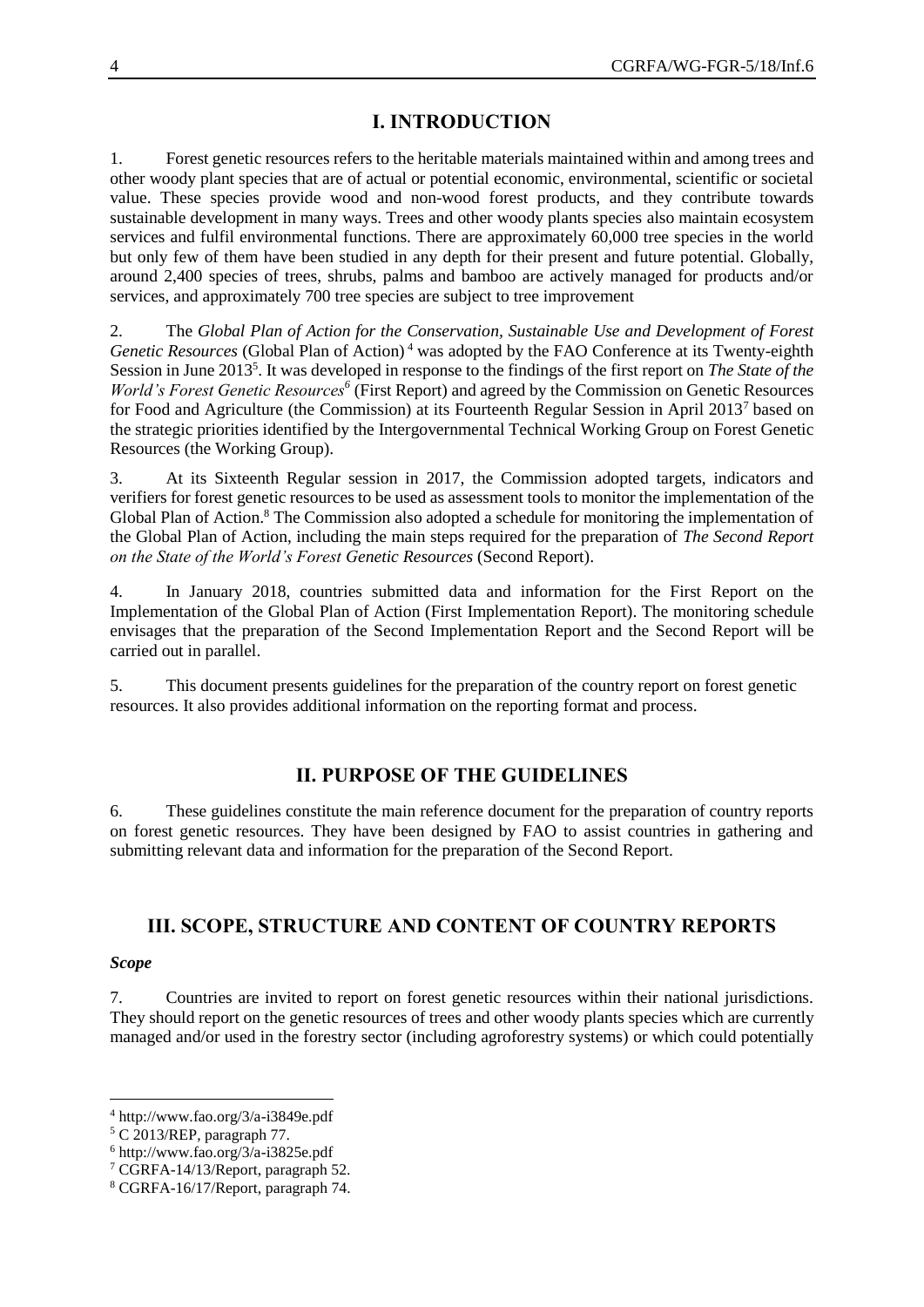# I. INTRODUCTION

1. Forest genetic resources refers to the heritable materials maintained within and among trees and other woody plant species that are of actual or potential economic, environmental, scientific or societal value. These species provide wood and non-wood forest products, and they contribute towards sustainable development in many ways. Trees and other woody plants species also maintain ecosystem services and fulfil environmental functions. There are approximately 60,000 tree species in the world but only few of them have been studied in any depth for their present and future potential. Globally, around 2,400 species of trees, shrubs, palms and bamboo are actively managed for products and/or services, and approximately 700 tree species are subject to tree improvement

2. The *Global Plan of Action for the Conservation, Sustainable Use and Development of Forest Genetic Resources* (Global Plan of Action)[4] was adopted by the FAO Conference at its Twenty-eighth Session in June 2013[5]. It was developed in response to the findings of the first report on *The State of the World's Forest Genetic Resources*[6] (First Report) and agreed by the Commission on Genetic Resources for Food and Agriculture (the Commission) at its Fourteenth Regular Session in April 2013[7] based on the strategic priorities identified by the Intergovernmental Technical Working Group on Forest Genetic Resources (the Working Group).

3. At its Sixteenth Regular session in 2017, the Commission adopted targets, indicators and verifiers for forest genetic resources to be used as assessment tools to monitor the implementation of the Global Plan of Action.[8] The Commission also adopted a schedule for monitoring the implementation of the Global Plan of Action, including the main steps required for the preparation of *The Second Report on the State of the World's Forest Genetic Resources* (Second Report).

4. In January 2018, countries submitted data and information for the First Report on the Implementation of the Global Plan of Action (First Implementation Report). The monitoring schedule envisages that the preparation of the Second Implementation Report and the Second Report will be carried out in parallel.

5. This document presents guidelines for the preparation of the country report on forest genetic resources. It also provides additional information on the reporting format and process.

# II. PURPOSE OF THE GUIDELINES

6. These guidelines constitute the main reference document for the preparation of country reports on forest genetic resources. They have been designed by FAO to assist countries in gathering and submitting relevant data and information for the preparation of the Second Report.

# III. SCOPE, STRUCTURE AND CONTENT OF COUNTRY REPORTS

***Scope***

7. Countries are invited to report on forest genetic resources within their national jurisdictions. They should report on the genetic resources of trees and other woody plants species which are currently managed and/or used in the forestry sector (including agroforestry systems) or which could potentially

---

[4] http://www.fao.org/3/a-i3849e.pdf

[5] C 2013/REP, paragraph 77.

[6] http://www.fao.org/3/a-i3825e.pdf

[7] CGRFA-14/13/Report, paragraph 52.

[8] CGRFA-16/17/Report, paragraph 74.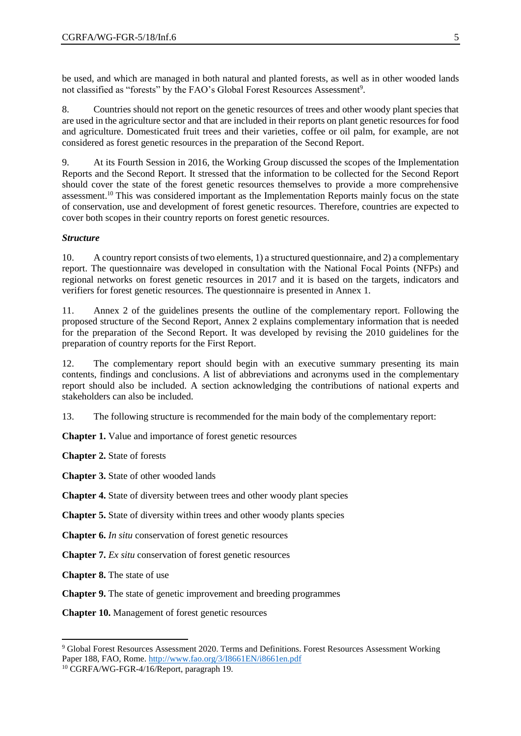be used, and which are managed in both natural and planted forests, as well as in other wooded lands not classified as "forests" by the FAO's Global Forest Resources Assessment[9].

8. Countries should not report on the genetic resources of trees and other woody plant species that are used in the agriculture sector and that are included in their reports on plant genetic resources for food and agriculture. Domesticated fruit trees and their varieties, coffee or oil palm, for example, are not considered as forest genetic resources in the preparation of the Second Report.

9. At its Fourth Session in 2016, the Working Group discussed the scopes of the Implementation Reports and the Second Report. It stressed that the information to be collected for the Second Report should cover the state of the forest genetic resources themselves to provide a more comprehensive assessment.[10] This was considered important as the Implementation Reports mainly focus on the state of conservation, use and development of forest genetic resources. Therefore, countries are expected to cover both scopes in their country reports on forest genetic resources.

***Structure***

10. A country report consists of two elements, 1) a structured questionnaire, and 2) a complementary report. The questionnaire was developed in consultation with the National Focal Points (NFPs) and regional networks on forest genetic resources in 2017 and it is based on the targets, indicators and verifiers for forest genetic resources. The questionnaire is presented in Annex 1.

11. Annex 2 of the guidelines presents the outline of the complementary report. Following the proposed structure of the Second Report, Annex 2 explains complementary information that is needed for the preparation of the Second Report. It was developed by revising the 2010 guidelines for the preparation of country reports for the First Report.

12. The complementary report should begin with an executive summary presenting its main contents, findings and conclusions. A list of abbreviations and acronyms used in the complementary report should also be included. A section acknowledging the contributions of national experts and stakeholders can also be included.

13. The following structure is recommended for the main body of the complementary report:

**Chapter 1.** Value and importance of forest genetic resources

**Chapter 2.** State of forests

**Chapter 3.** State of other wooded lands

**Chapter 4.** State of diversity between trees and other woody plant species

**Chapter 5.** State of diversity within trees and other woody plants species

**Chapter 6.** *In situ* conservation of forest genetic resources

**Chapter 7.** *Ex situ* conservation of forest genetic resources

**Chapter 8.** The state of use

**Chapter 9.** The state of genetic improvement and breeding programmes

**Chapter 10.** Management of forest genetic resources

---

[9] Global Forest Resources Assessment 2020. Terms and Definitions. Forest Resources Assessment Working Paper 188, FAO, Rome. http://www.fao.org/3/I8661EN/i8661en.pdf

[10] CGRFA/WG-FGR-4/16/Report, paragraph 19.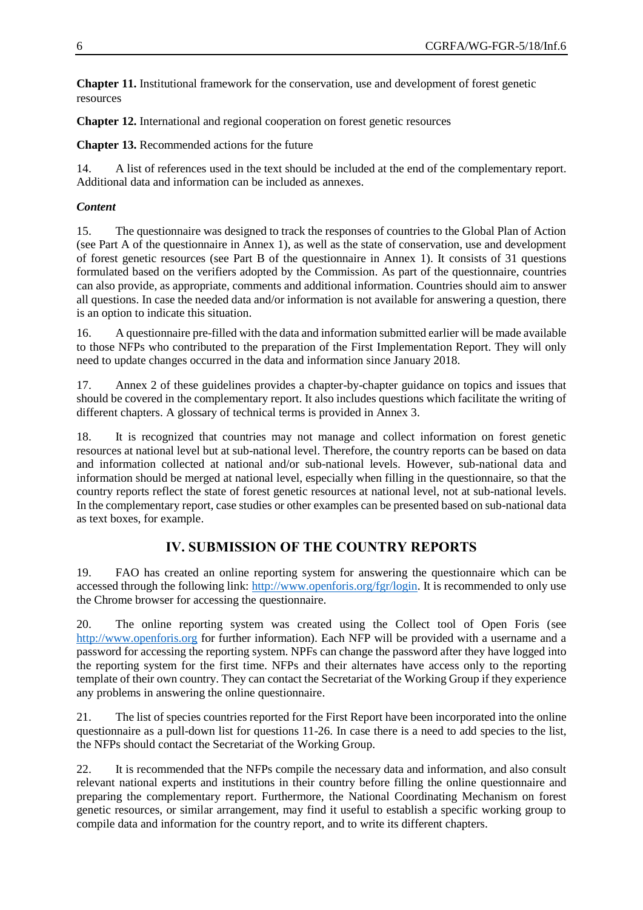**Chapter 11.** Institutional framework for the conservation, use and development of forest genetic resources

**Chapter 12.** International and regional cooperation on forest genetic resources

**Chapter 13.** Recommended actions for the future

14. A list of references used in the text should be included at the end of the complementary report. Additional data and information can be included as annexes.

***Content***

15. The questionnaire was designed to track the responses of countries to the Global Plan of Action (see Part A of the questionnaire in Annex 1), as well as the state of conservation, use and development of forest genetic resources (see Part B of the questionnaire in Annex 1). It consists of 31 questions formulated based on the verifiers adopted by the Commission. As part of the questionnaire, countries can also provide, as appropriate, comments and additional information. Countries should aim to answer all questions. In case the needed data and/or information is not available for answering a question, there is an option to indicate this situation.

16. A questionnaire pre-filled with the data and information submitted earlier will be made available to those NFPs who contributed to the preparation of the First Implementation Report. They will only need to update changes occurred in the data and information since January 2018.

17. Annex 2 of these guidelines provides a chapter-by-chapter guidance on topics and issues that should be covered in the complementary report. It also includes questions which facilitate the writing of different chapters. A glossary of technical terms is provided in Annex 3.

18. It is recognized that countries may not manage and collect information on forest genetic resources at national level but at sub-national level. Therefore, the country reports can be based on data and information collected at national and/or sub-national levels. However, sub-national data and information should be merged at national level, especially when filling in the questionnaire, so that the country reports reflect the state of forest genetic resources at national level, not at sub-national levels. In the complementary report, case studies or other examples can be presented based on sub-national data as text boxes, for example.

## IV. SUBMISSION OF THE COUNTRY REPORTS

19. FAO has created an online reporting system for answering the questionnaire which can be accessed through the following link: http://www.openforis.org/fgr/login. It is recommended to only use the Chrome browser for accessing the questionnaire.

20. The online reporting system was created using the Collect tool of Open Foris (see http://www.openforis.org for further information). Each NFP will be provided with a username and a password for accessing the reporting system. NPFs can change the password after they have logged into the reporting system for the first time. NFPs and their alternates have access only to the reporting template of their own country. They can contact the Secretariat of the Working Group if they experience any problems in answering the online questionnaire.

21. The list of species countries reported for the First Report have been incorporated into the online questionnaire as a pull-down list for questions 11-26. In case there is a need to add species to the list, the NFPs should contact the Secretariat of the Working Group.

22. It is recommended that the NFPs compile the necessary data and information, and also consult relevant national experts and institutions in their country before filling the online questionnaire and preparing the complementary report. Furthermore, the National Coordinating Mechanism on forest genetic resources, or similar arrangement, may find it useful to establish a specific working group to compile data and information for the country report, and to write its different chapters.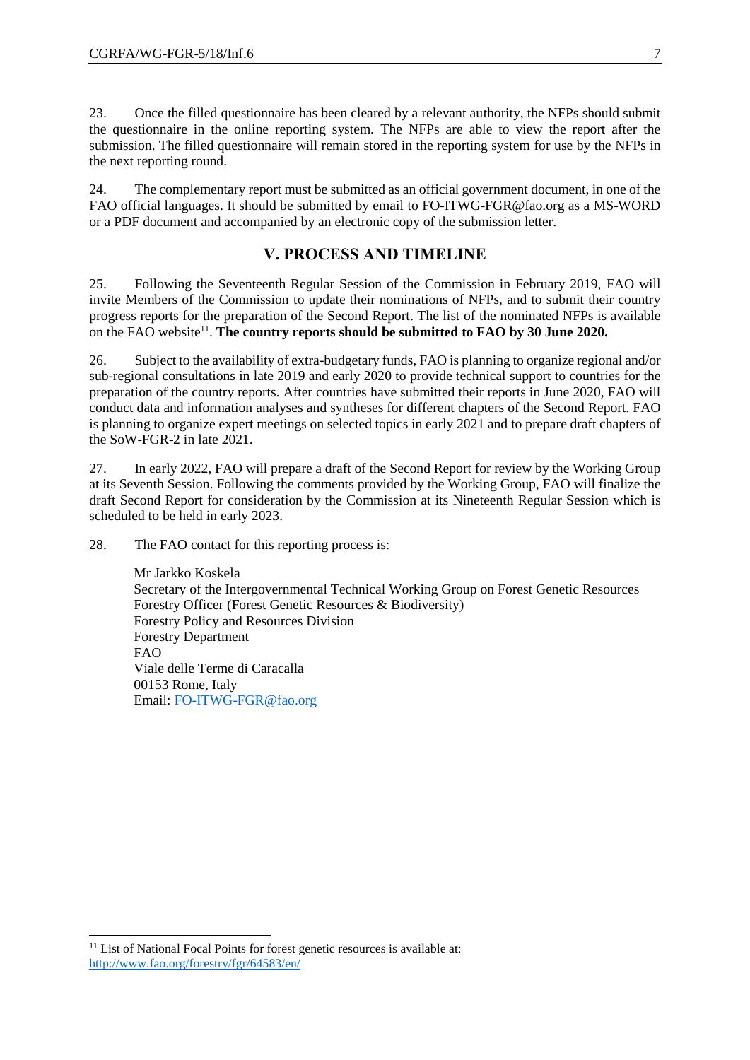23. Once the filled questionnaire has been cleared by a relevant authority, the NFPs should submit the questionnaire in the online reporting system. The NFPs are able to view the report after the submission. The filled questionnaire will remain stored in the reporting system for use by the NFPs in the next reporting round.

24. The complementary report must be submitted as an official government document, in one of the FAO official languages. It should be submitted by email to FO-ITWG-FGR@fao.org as a MS-WORD or a PDF document and accompanied by an electronic copy of the submission letter.

## V. PROCESS AND TIMELINE

25. Following the Seventeenth Regular Session of the Commission in February 2019, FAO will invite Members of the Commission to update their nominations of NFPs, and to submit their country progress reports for the preparation of the Second Report. The list of the nominated NFPs is available on the FAO website[11]. **The country reports should be submitted to FAO by 30 June 2020.**

26. Subject to the availability of extra-budgetary funds, FAO is planning to organize regional and/or sub-regional consultations in late 2019 and early 2020 to provide technical support to countries for the preparation of the country reports. After countries have submitted their reports in June 2020, FAO will conduct data and information analyses and syntheses for different chapters of the Second Report. FAO is planning to organize expert meetings on selected topics in early 2021 and to prepare draft chapters of the SoW-FGR-2 in late 2021.

27. In early 2022, FAO will prepare a draft of the Second Report for review by the Working Group at its Seventh Session. Following the comments provided by the Working Group, FAO will finalize the draft Second Report for consideration by the Commission at its Nineteenth Regular Session which is scheduled to be held in early 2023.

28. The FAO contact for this reporting process is:

Mr Jarkko Koskela
Secretary of the Intergovernmental Technical Working Group on Forest Genetic Resources
Forestry Officer (Forest Genetic Resources & Biodiversity)
Forestry Policy and Resources Division
Forestry Department
FAO
Viale delle Terme di Caracalla
00153 Rome, Italy
Email: FO-ITWG-FGR@fao.org

---

[11] List of National Focal Points for forest genetic resources is available at: http://www.fao.org/forestry/fgr/64583/en/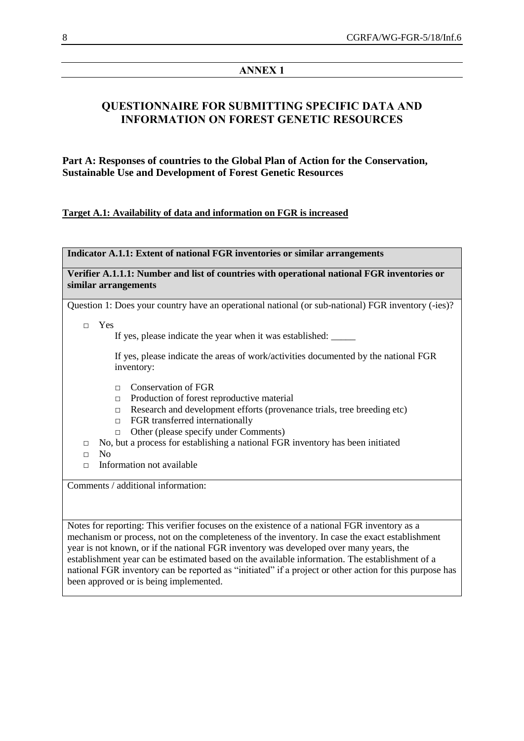## ANNEX 1

# QUESTIONNAIRE FOR SUBMITTING SPECIFIC DATA AND INFORMATION ON FOREST GENETIC RESOURCES

## Part A: Responses of countries to the Global Plan of Action for the Conservation, Sustainable Use and Development of Forest Genetic Resources

**Target A.1: Availability of data and information on FGR is increased**

**Indicator A.1.1: Extent of national FGR inventories or similar arrangements**

**Verifier A.1.1.1: Number and list of countries with operational national FGR inventories or similar arrangements**

Question 1: Does your country have an operational national (or sub-national) FGR inventory (-ies)?

- □ Yes

  If yes, please indicate the year when it was established: _____

  If yes, please indicate the areas of work/activities documented by the national FGR inventory:

  - □ Conservation of FGR
  - □ Production of forest reproductive material
  - □ Research and development efforts (provenance trials, tree breeding etc)
  - □ FGR transferred internationally
  - □ Other (please specify under Comments)
- □ No, but a process for establishing a national FGR inventory has been initiated
- □ No
- □ Information not available

Comments / additional information:

Notes for reporting: This verifier focuses on the existence of a national FGR inventory as a mechanism or process, not on the completeness of the inventory. In case the exact establishment year is not known, or if the national FGR inventory was developed over many years, the establishment year can be estimated based on the available information. The establishment of a national FGR inventory can be reported as "initiated" if a project or other action for this purpose has been approved or is being implemented.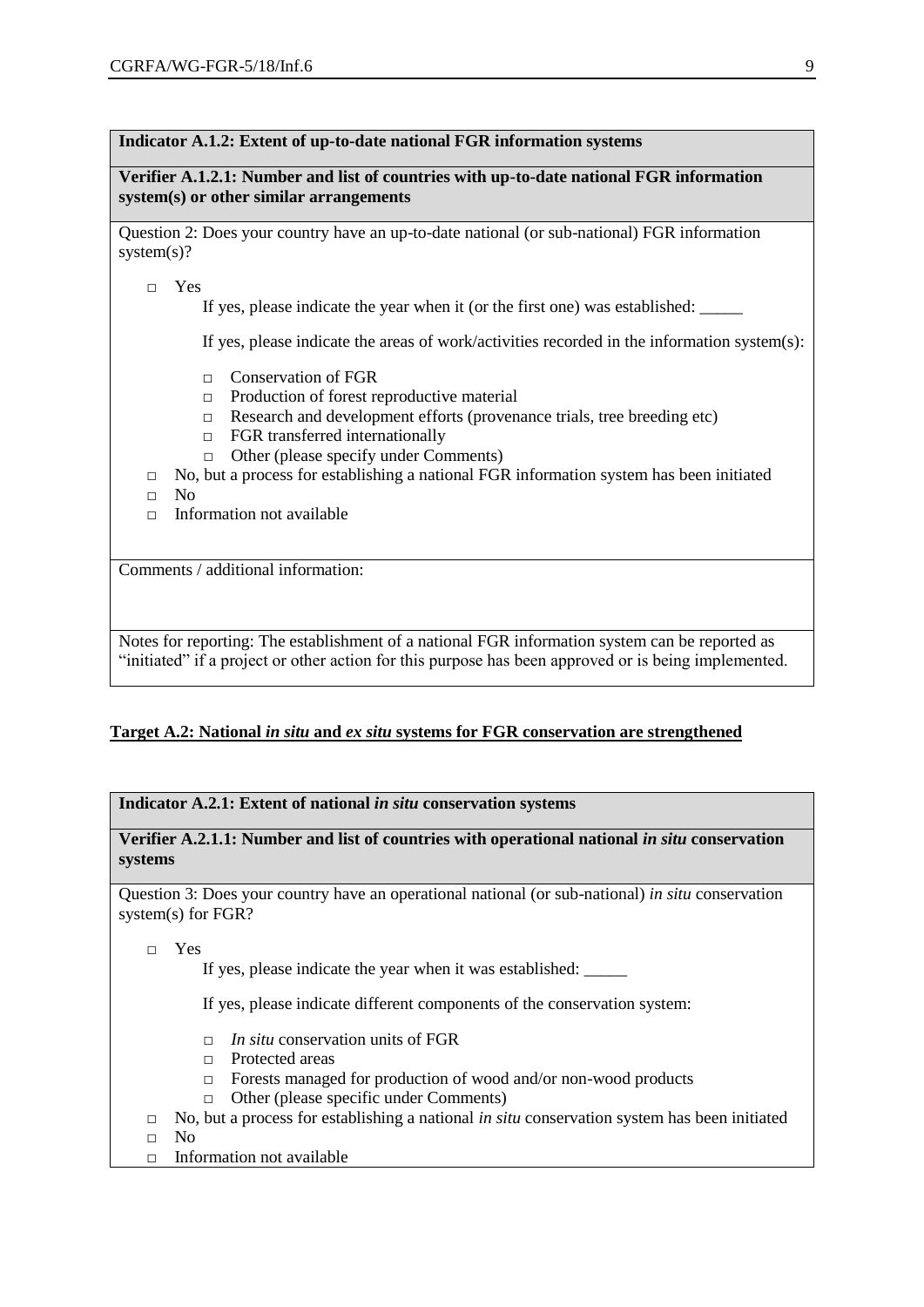**Indicator A.1.2: Extent of up-to-date national FGR information systems**

**Verifier A.1.2.1: Number and list of countries with up-to-date national FGR information system(s) or other similar arrangements**

Question 2: Does your country have an up-to-date national (or sub-national) FGR information system(s)?

- □ Yes
  - If yes, please indicate the year when it (or the first one) was established: _____
  - If yes, please indicate the areas of work/activities recorded in the information system(s):
    - □ Conservation of FGR
    - □ Production of forest reproductive material
    - □ Research and development efforts (provenance trials, tree breeding etc)
    - □ FGR transferred internationally
    - □ Other (please specify under Comments)
- □ No, but a process for establishing a national FGR information system has been initiated
- □ No
- □ Information not available

Comments / additional information:

Notes for reporting: The establishment of a national FGR information system can be reported as "initiated" if a project or other action for this purpose has been approved or is being implemented.

## Target A.2: National *in situ* and *ex situ* systems for FGR conservation are strengthened

**Indicator A.2.1: Extent of national *in situ* conservation systems**

**Verifier A.2.1.1: Number and list of countries with operational national *in situ* conservation systems**

Question 3: Does your country have an operational national (or sub-national) *in situ* conservation system(s) for FGR?

- □ Yes
  - If yes, please indicate the year when it was established: _____
  - If yes, please indicate different components of the conservation system:
    - □ *In situ* conservation units of FGR
    - □ Protected areas
    - □ Forests managed for production of wood and/or non-wood products
    - □ Other (please specific under Comments)
- □ No, but a process for establishing a national *in situ* conservation system has been initiated
- □ No
- □ Information not available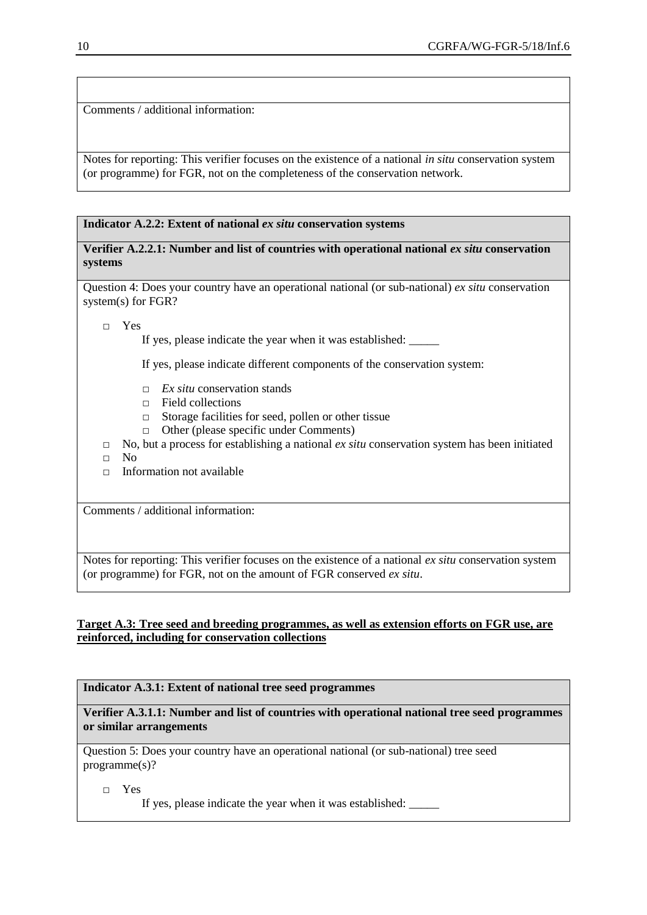Comments / additional information:

Notes for reporting: This verifier focuses on the existence of a national *in situ* conservation system (or programme) for FGR, not on the completeness of the conservation network.

**Indicator A.2.2: Extent of national *ex situ* conservation systems**

**Verifier A.2.2.1: Number and list of countries with operational national *ex situ* conservation systems**

Question 4: Does your country have an operational national (or sub-national) *ex situ* conservation system(s) for FGR?

- □ Yes

  If yes, please indicate the year when it was established: _____

  If yes, please indicate different components of the conservation system:

  - □ *Ex situ* conservation stands
  - □ Field collections
  - □ Storage facilities for seed, pollen or other tissue
  - □ Other (please specific under Comments)
- □ No, but a process for establishing a national *ex situ* conservation system has been initiated
- □ No
- □ Information not available

Comments / additional information:

Notes for reporting: This verifier focuses on the existence of a national *ex situ* conservation system (or programme) for FGR, not on the amount of FGR conserved *ex situ*.

**Target A.3: Tree seed and breeding programmes, as well as extension efforts on FGR use, are reinforced, including for conservation collections**

**Indicator A.3.1: Extent of national tree seed programmes**

**Verifier A.3.1.1: Number and list of countries with operational national tree seed programmes or similar arrangements**

Question 5: Does your country have an operational national (or sub-national) tree seed programme(s)?

- □ Yes

  If yes, please indicate the year when it was established: _____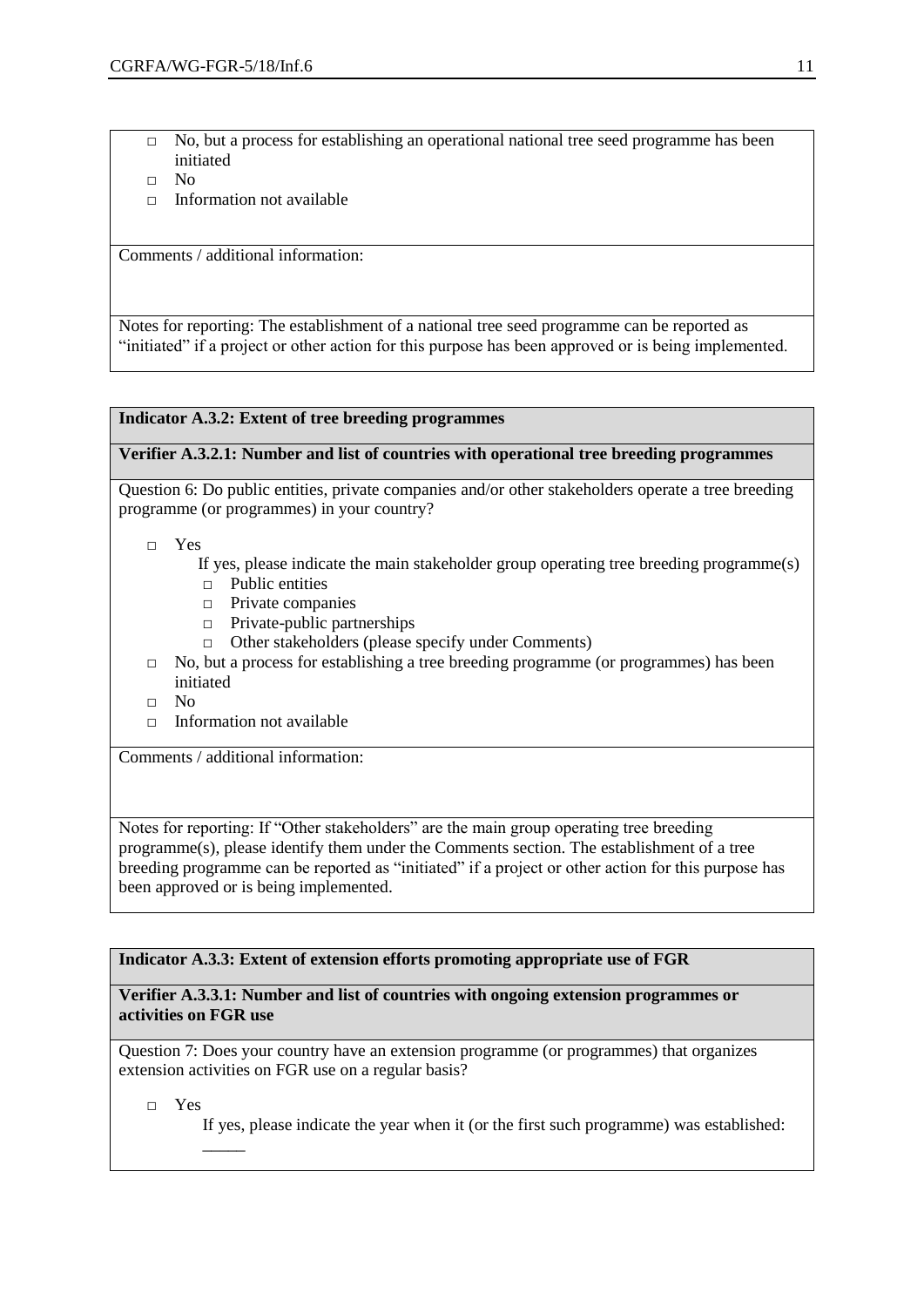- □ No, but a process for establishing an operational national tree seed programme has been initiated
- □ No
- □ Information not available

Comments / additional information:

Notes for reporting: The establishment of a national tree seed programme can be reported as "initiated" if a project or other action for this purpose has been approved or is being implemented.

**Indicator A.3.2: Extent of tree breeding programmes**

**Verifier A.3.2.1: Number and list of countries with operational tree breeding programmes**

Question 6: Do public entities, private companies and/or other stakeholders operate a tree breeding programme (or programmes) in your country?

- □ Yes
  - If yes, please indicate the main stakeholder group operating tree breeding programme(s)
    - □ Public entities
    - □ Private companies
    - □ Private-public partnerships
    - □ Other stakeholders (please specify under Comments)
- □ No, but a process for establishing a tree breeding programme (or programmes) has been initiated
- □ No
- □ Information not available

Comments / additional information:

Notes for reporting: If "Other stakeholders" are the main group operating tree breeding programme(s), please identify them under the Comments section. The establishment of a tree breeding programme can be reported as "initiated" if a project or other action for this purpose has been approved or is being implemented.

**Indicator A.3.3: Extent of extension efforts promoting appropriate use of FGR**

**Verifier A.3.3.1: Number and list of countries with ongoing extension programmes or activities on FGR use**

Question 7: Does your country have an extension programme (or programmes) that organizes extension activities on FGR use on a regular basis?

- □ Yes
  - If yes, please indicate the year when it (or the first such programme) was established: _____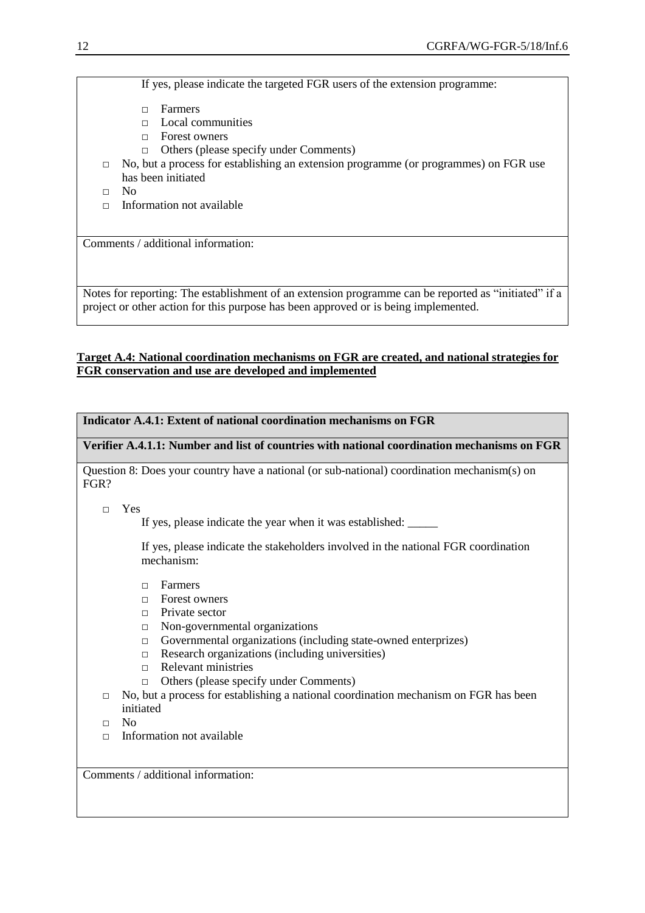If yes, please indicate the targeted FGR users of the extension programme:

- □ Farmers
- □ Local communities
- □ Forest owners
- □ Others (please specify under Comments)

□ No, but a process for establishing an extension programme (or programmes) on FGR use has been initiated

□ No

□ Information not available

Comments / additional information:

Notes for reporting: The establishment of an extension programme can be reported as "initiated" if a project or other action for this purpose has been approved or is being implemented.

**Target A.4: National coordination mechanisms on FGR are created, and national strategies for FGR conservation and use are developed and implemented**

**Indicator A.4.1: Extent of national coordination mechanisms on FGR**

**Verifier A.4.1.1: Number and list of countries with national coordination mechanisms on FGR**

Question 8: Does your country have a national (or sub-national) coordination mechanism(s) on FGR?

□ Yes

If yes, please indicate the year when it was established: _____

If yes, please indicate the stakeholders involved in the national FGR coordination mechanism:

- □ Farmers
- □ Forest owners
- □ Private sector
- □ Non-governmental organizations
- □ Governmental organizations (including state-owned enterprizes)
- □ Research organizations (including universities)
- □ Relevant ministries
- □ Others (please specify under Comments)

□ No, but a process for establishing a national coordination mechanism on FGR has been initiated

□ No

□ Information not available

Comments / additional information: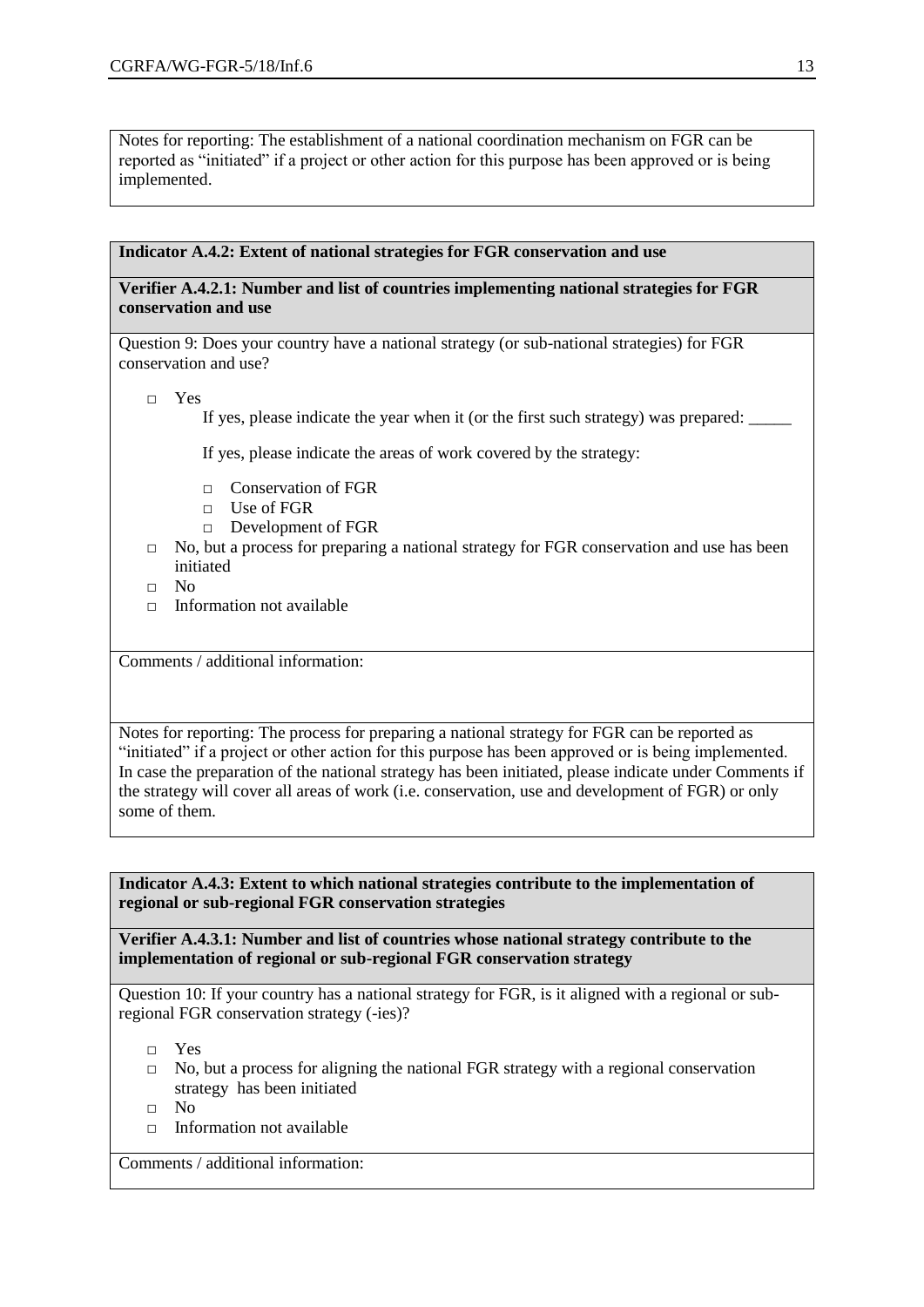Notes for reporting: The establishment of a national coordination mechanism on FGR can be reported as "initiated" if a project or other action for this purpose has been approved or is being implemented.

**Indicator A.4.2: Extent of national strategies for FGR conservation and use**

**Verifier A.4.2.1: Number and list of countries implementing national strategies for FGR conservation and use**

Question 9: Does your country have a national strategy (or sub-national strategies) for FGR conservation and use?

- □ Yes

  If yes, please indicate the year when it (or the first such strategy) was prepared: _____

  If yes, please indicate the areas of work covered by the strategy:

  - □ Conservation of FGR
  - □ Use of FGR
  - □ Development of FGR
- □ No, but a process for preparing a national strategy for FGR conservation and use has been initiated
- □ No
- □ Information not available

Comments / additional information:

Notes for reporting: The process for preparing a national strategy for FGR can be reported as "initiated" if a project or other action for this purpose has been approved or is being implemented. In case the preparation of the national strategy has been initiated, please indicate under Comments if the strategy will cover all areas of work (i.e. conservation, use and development of FGR) or only some of them.

**Indicator A.4.3: Extent to which national strategies contribute to the implementation of regional or sub-regional FGR conservation strategies**

**Verifier A.4.3.1: Number and list of countries whose national strategy contribute to the implementation of regional or sub-regional FGR conservation strategy**

Question 10: If your country has a national strategy for FGR, is it aligned with a regional or sub-regional FGR conservation strategy (-ies)?

- □ Yes
- □ No, but a process for aligning the national FGR strategy with a regional conservation strategy has been initiated
- □ No
- □ Information not available

Comments / additional information: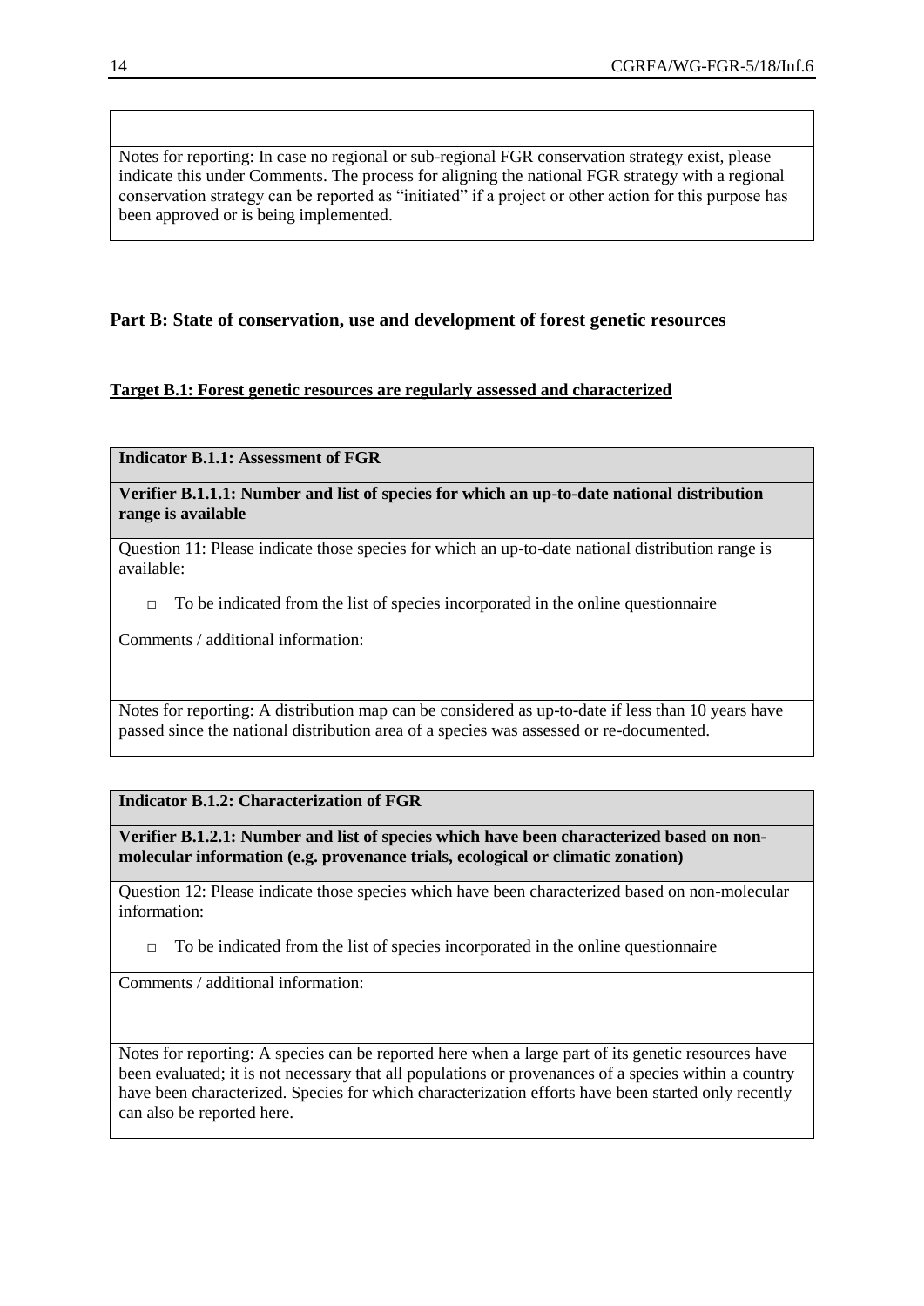Notes for reporting: In case no regional or sub-regional FGR conservation strategy exist, please indicate this under Comments. The process for aligning the national FGR strategy with a regional conservation strategy can be reported as "initiated" if a project or other action for this purpose has been approved or is being implemented.

## Part B: State of conservation, use and development of forest genetic resources

### Target B.1: Forest genetic resources are regularly assessed and characterized

**Indicator B.1.1: Assessment of FGR**

**Verifier B.1.1.1: Number and list of species for which an up-to-date national distribution range is available**

Question 11: Please indicate those species for which an up-to-date national distribution range is available:

- □ To be indicated from the list of species incorporated in the online questionnaire

Comments / additional information:

Notes for reporting: A distribution map can be considered as up-to-date if less than 10 years have passed since the national distribution area of a species was assessed or re-documented.

**Indicator B.1.2: Characterization of FGR**

**Verifier B.1.2.1: Number and list of species which have been characterized based on non-molecular information (e.g. provenance trials, ecological or climatic zonation)**

Question 12: Please indicate those species which have been characterized based on non-molecular information:

- □ To be indicated from the list of species incorporated in the online questionnaire

Comments / additional information:

Notes for reporting: A species can be reported here when a large part of its genetic resources have been evaluated; it is not necessary that all populations or provenances of a species within a country have been characterized. Species for which characterization efforts have been started only recently can also be reported here.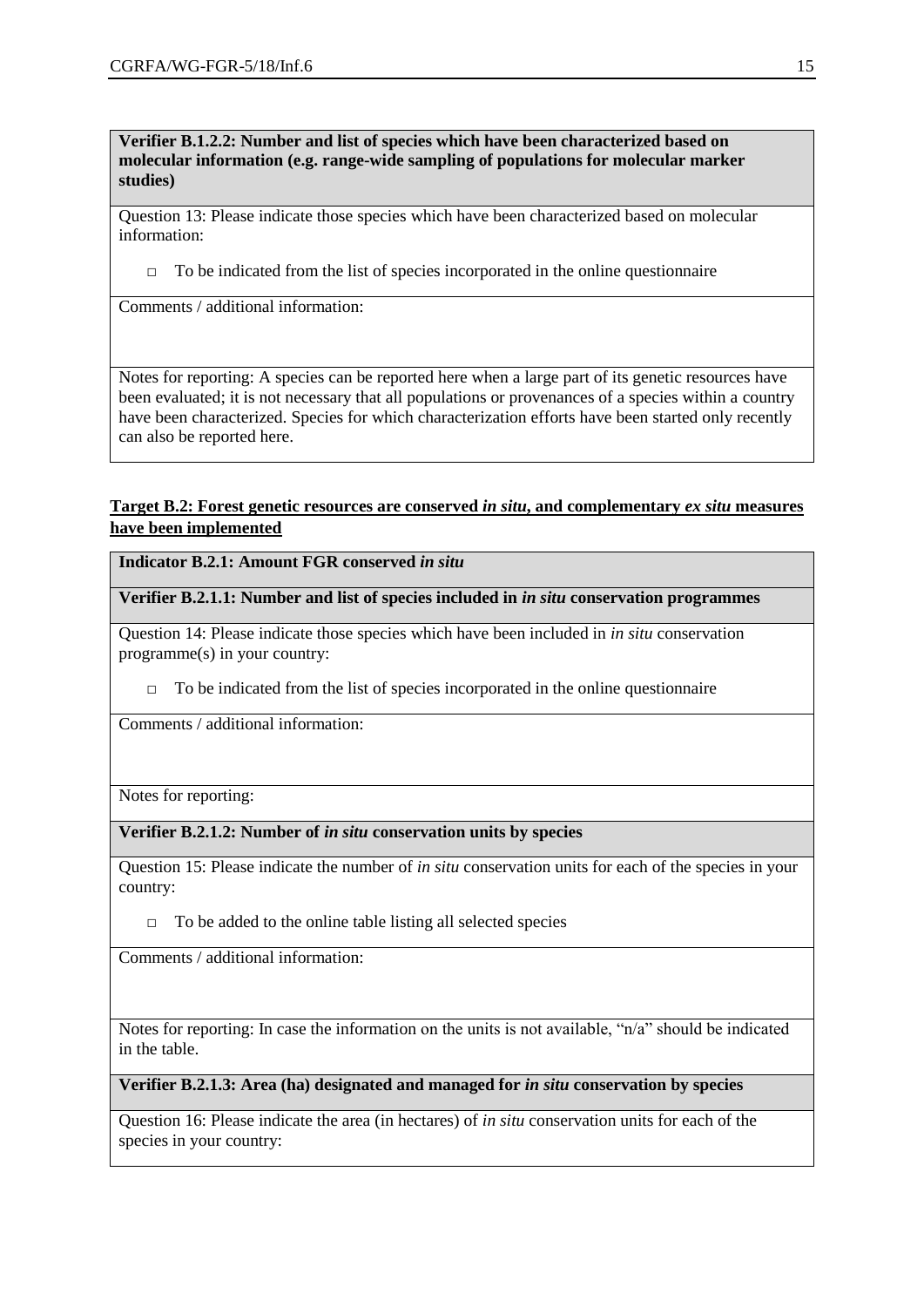**Verifier B.1.2.2: Number and list of species which have been characterized based on molecular information (e.g. range-wide sampling of populations for molecular marker studies)**

Question 13: Please indicate those species which have been characterized based on molecular information:

- □ To be indicated from the list of species incorporated in the online questionnaire

Comments / additional information:

Notes for reporting: A species can be reported here when a large part of its genetic resources have been evaluated; it is not necessary that all populations or provenances of a species within a country have been characterized. Species for which characterization efforts have been started only recently can also be reported here.

**Target B.2: Forest genetic resources are conserved *in situ*, and complementary *ex situ* measures have been implemented**

**Indicator B.2.1: Amount FGR conserved *in situ***

**Verifier B.2.1.1: Number and list of species included in *in situ* conservation programmes**

Question 14: Please indicate those species which have been included in *in situ* conservation programme(s) in your country:

- □ To be indicated from the list of species incorporated in the online questionnaire

Comments / additional information:

Notes for reporting:

**Verifier B.2.1.2: Number of *in situ* conservation units by species**

Question 15: Please indicate the number of *in situ* conservation units for each of the species in your country:

- □ To be added to the online table listing all selected species

Comments / additional information:

Notes for reporting: In case the information on the units is not available, "n/a" should be indicated in the table.

**Verifier B.2.1.3: Area (ha) designated and managed for *in situ* conservation by species**

Question 16: Please indicate the area (in hectares) of *in situ* conservation units for each of the species in your country: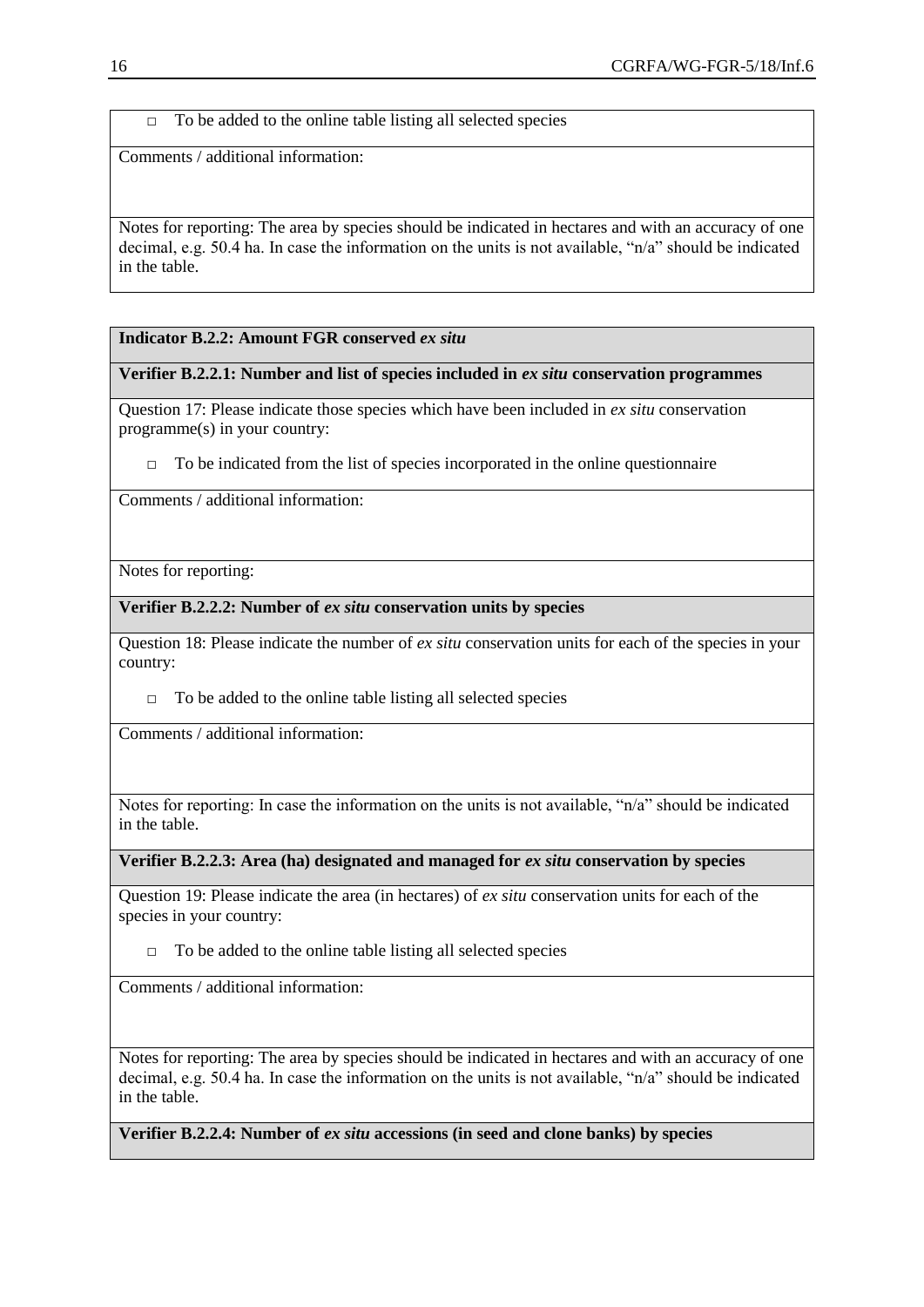□ To be added to the online table listing all selected species

Comments / additional information:

Notes for reporting: The area by species should be indicated in hectares and with an accuracy of one decimal, e.g. 50.4 ha. In case the information on the units is not available, "n/a" should be indicated in the table.

**Indicator B.2.2: Amount FGR conserved *ex situ***

**Verifier B.2.2.1: Number and list of species included in *ex situ* conservation programmes**

Question 17: Please indicate those species which have been included in *ex situ* conservation programme(s) in your country:

□ To be indicated from the list of species incorporated in the online questionnaire

Comments / additional information:

Notes for reporting:

**Verifier B.2.2.2: Number of *ex situ* conservation units by species**

Question 18: Please indicate the number of *ex situ* conservation units for each of the species in your country:

□ To be added to the online table listing all selected species

Comments / additional information:

Notes for reporting: In case the information on the units is not available, "n/a" should be indicated in the table.

**Verifier B.2.2.3: Area (ha) designated and managed for *ex situ* conservation by species**

Question 19: Please indicate the area (in hectares) of *ex situ* conservation units for each of the species in your country:

□ To be added to the online table listing all selected species

Comments / additional information:

Notes for reporting: The area by species should be indicated in hectares and with an accuracy of one decimal, e.g. 50.4 ha. In case the information on the units is not available, "n/a" should be indicated in the table.

**Verifier B.2.2.4: Number of *ex situ* accessions (in seed and clone banks) by species**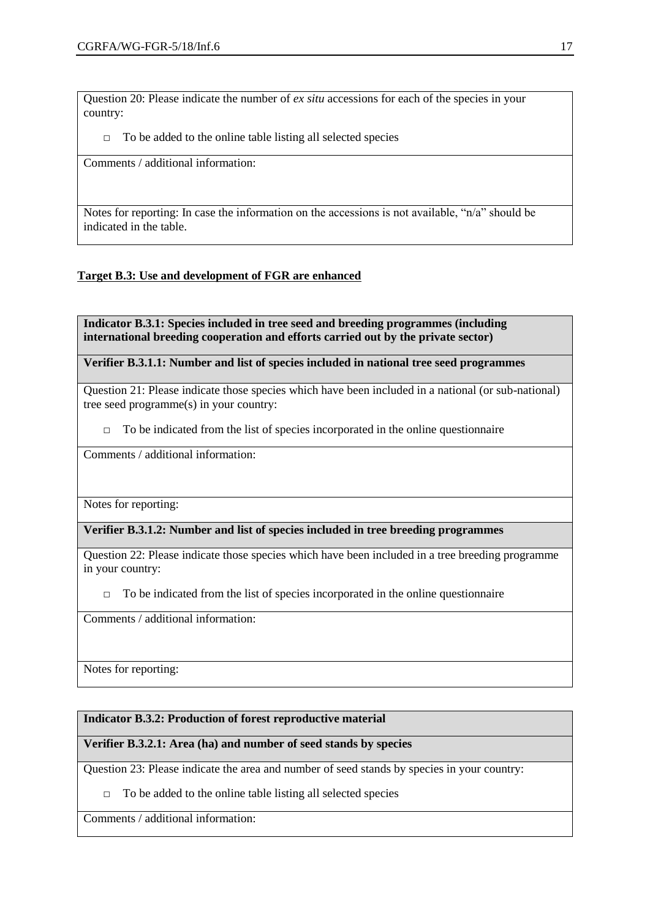Question 20: Please indicate the number of *ex situ* accessions for each of the species in your country:

- To be added to the online table listing all selected species

Comments / additional information:

Notes for reporting: In case the information on the accessions is not available, "n/a" should be indicated in the table.

**Target B.3: Use and development of FGR are enhanced**

**Indicator B.3.1: Species included in tree seed and breeding programmes (including international breeding cooperation and efforts carried out by the private sector)**

**Verifier B.3.1.1: Number and list of species included in national tree seed programmes**

Question 21: Please indicate those species which have been included in a national (or sub-national) tree seed programme(s) in your country:

- To be indicated from the list of species incorporated in the online questionnaire

Comments / additional information:

Notes for reporting:

**Verifier B.3.1.2: Number and list of species included in tree breeding programmes**

Question 22: Please indicate those species which have been included in a tree breeding programme in your country:

- To be indicated from the list of species incorporated in the online questionnaire

Comments / additional information:

Notes for reporting:

**Indicator B.3.2: Production of forest reproductive material**

**Verifier B.3.2.1: Area (ha) and number of seed stands by species**

Question 23: Please indicate the area and number of seed stands by species in your country:

- To be added to the online table listing all selected species

Comments / additional information: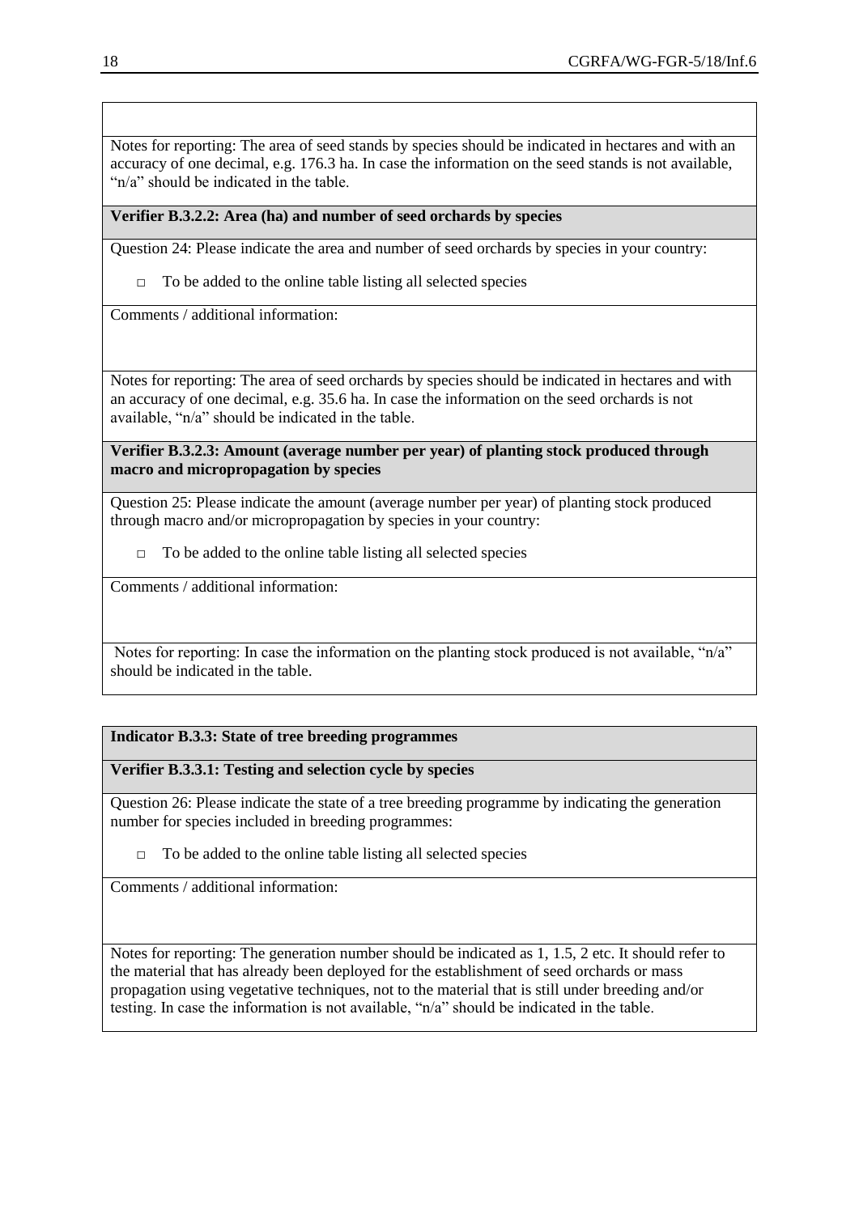Notes for reporting: The area of seed stands by species should be indicated in hectares and with an accuracy of one decimal, e.g. 176.3 ha. In case the information on the seed stands is not available, “n/a” should be indicated in the table.

**Verifier B.3.2.2: Area (ha) and number of seed orchards by species**

Question 24: Please indicate the area and number of seed orchards by species in your country:

- □ To be added to the online table listing all selected species

Comments / additional information:

Notes for reporting: The area of seed orchards by species should be indicated in hectares and with an accuracy of one decimal, e.g. 35.6 ha. In case the information on the seed orchards is not available, “n/a” should be indicated in the table.

**Verifier B.3.2.3: Amount (average number per year) of planting stock produced through macro and micropropagation by species**

Question 25: Please indicate the amount (average number per year) of planting stock produced through macro and/or micropropagation by species in your country:

- □ To be added to the online table listing all selected species

Comments / additional information:

Notes for reporting: In case the information on the planting stock produced is not available, “n/a” should be indicated in the table.

**Indicator B.3.3: State of tree breeding programmes**

**Verifier B.3.3.1: Testing and selection cycle by species**

Question 26: Please indicate the state of a tree breeding programme by indicating the generation number for species included in breeding programmes:

- □ To be added to the online table listing all selected species

Comments / additional information:

Notes for reporting: The generation number should be indicated as 1, 1.5, 2 etc. It should refer to the material that has already been deployed for the establishment of seed orchards or mass propagation using vegetative techniques, not to the material that is still under breeding and/or testing. In case the information is not available, “n/a” should be indicated in the table.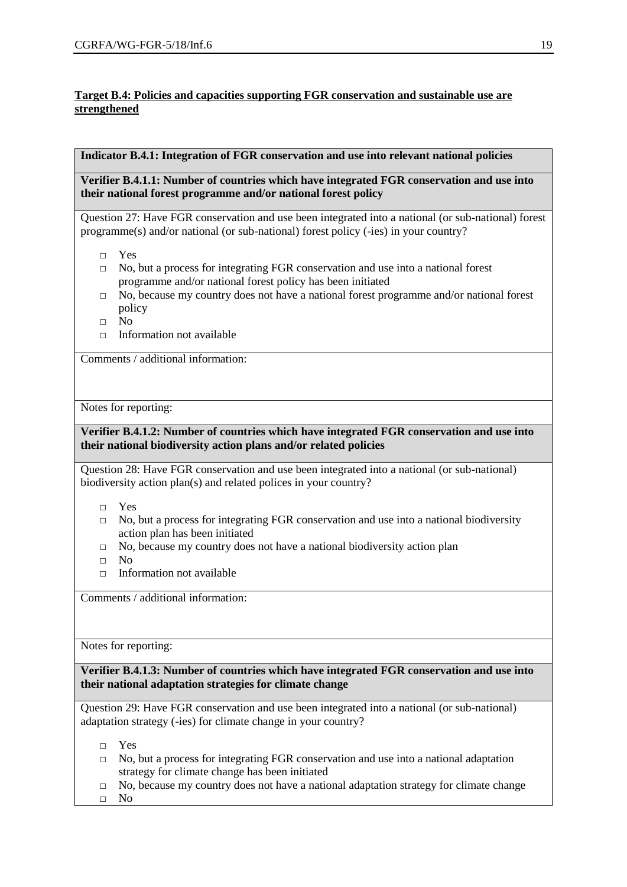**Target B.4: Policies and capacities supporting FGR conservation and sustainable use are strengthened**

**Indicator B.4.1: Integration of FGR conservation and use into relevant national policies**

**Verifier B.4.1.1: Number of countries which have integrated FGR conservation and use into their national forest programme and/or national forest policy**

Question 27: Have FGR conservation and use been integrated into a national (or sub-national) forest programme(s) and/or national (or sub-national) forest policy (-ies) in your country?

- □ Yes
- □ No, but a process for integrating FGR conservation and use into a national forest programme and/or national forest policy has been initiated
- □ No, because my country does not have a national forest programme and/or national forest policy
- □ No
- □ Information not available

Comments / additional information:

Notes for reporting:

**Verifier B.4.1.2: Number of countries which have integrated FGR conservation and use into their national biodiversity action plans and/or related policies**

Question 28: Have FGR conservation and use been integrated into a national (or sub-national) biodiversity action plan(s) and related polices in your country?

- □ Yes
- □ No, but a process for integrating FGR conservation and use into a national biodiversity action plan has been initiated
- □ No, because my country does not have a national biodiversity action plan
- □ No
- □ Information not available

Comments / additional information:

Notes for reporting:

**Verifier B.4.1.3: Number of countries which have integrated FGR conservation and use into their national adaptation strategies for climate change**

Question 29: Have FGR conservation and use been integrated into a national (or sub-national) adaptation strategy (-ies) for climate change in your country?

- □ Yes
- □ No, but a process for integrating FGR conservation and use into a national adaptation strategy for climate change has been initiated
- □ No, because my country does not have a national adaptation strategy for climate change
- □ No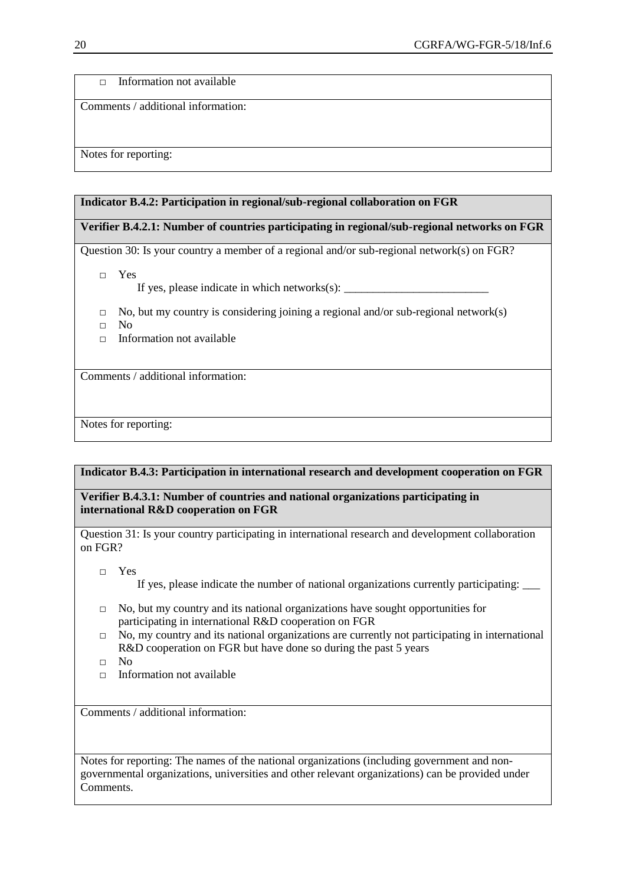□ Information not available

Comments / additional information:

Notes for reporting:

**Indicator B.4.2: Participation in regional/sub-regional collaboration on FGR**

**Verifier B.4.2.1: Number of countries participating in regional/sub-regional networks on FGR**

Question 30: Is your country a member of a regional and/or sub-regional network(s) on FGR?

□ Yes

If yes, please indicate in which networks(s): _________________________

□ No, but my country is considering joining a regional and/or sub-regional network(s)

□ No

□ Information not available

Comments / additional information:

Notes for reporting:

**Indicator B.4.3: Participation in international research and development cooperation on FGR**

**Verifier B.4.3.1: Number of countries and national organizations participating in international R&D cooperation on FGR**

Question 31: Is your country participating in international research and development collaboration on FGR?

□ Yes

If yes, please indicate the number of national organizations currently participating: ___

□ No, but my country and its national organizations have sought opportunities for participating in international R&D cooperation on FGR

□ No, my country and its national organizations are currently not participating in international R&D cooperation on FGR but have done so during the past 5 years

□ No

□ Information not available

Comments / additional information:

Notes for reporting: The names of the national organizations (including government and non-governmental organizations, universities and other relevant organizations) can be provided under Comments.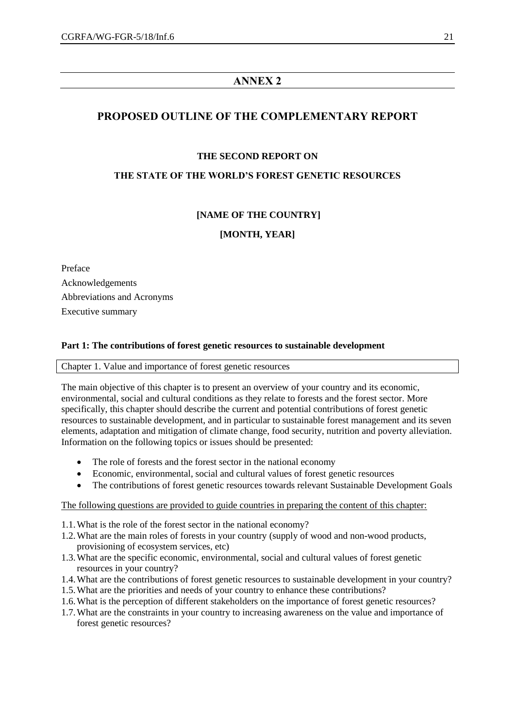# ANNEX 2

## PROPOSED OUTLINE OF THE COMPLEMENTARY REPORT

**THE SECOND REPORT ON**

**THE STATE OF THE WORLD'S FOREST GENETIC RESOURCES**

**[NAME OF THE COUNTRY]**

**[MONTH, YEAR]**

Preface

Acknowledgements

Abbreviations and Acronyms

Executive summary

### Part 1: The contributions of forest genetic resources to sustainable development

| Chapter 1. Value and importance of forest genetic resources |
|---|

The main objective of this chapter is to present an overview of your country and its economic, environmental, social and cultural conditions as they relate to forests and the forest sector. More specifically, this chapter should describe the current and potential contributions of forest genetic resources to sustainable development, and in particular to sustainable forest management and its seven elements, adaptation and mitigation of climate change, food security, nutrition and poverty alleviation. Information on the following topics or issues should be presented:

- The role of forests and the forest sector in the national economy
- Economic, environmental, social and cultural values of forest genetic resources
- The contributions of forest genetic resources towards relevant Sustainable Development Goals

<u>The following questions are provided to guide countries in preparing the content of this chapter:</u>

1.1. What is the role of the forest sector in the national economy?
1.2. What are the main roles of forests in your country (supply of wood and non-wood products, provisioning of ecosystem services, etc)
1.3. What are the specific economic, environmental, social and cultural values of forest genetic resources in your country?
1.4. What are the contributions of forest genetic resources to sustainable development in your country?
1.5. What are the priorities and needs of your country to enhance these contributions?
1.6. What is the perception of different stakeholders on the importance of forest genetic resources?
1.7. What are the constraints in your country to increasing awareness on the value and importance of forest genetic resources?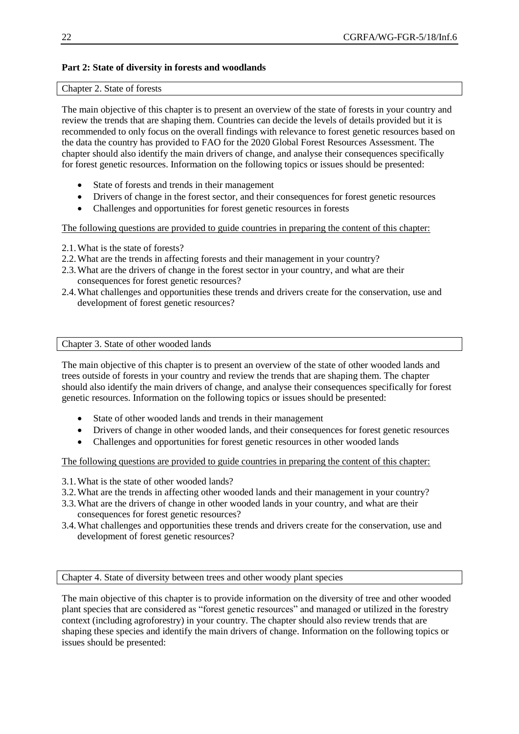**Part 2: State of diversity in forests and woodlands**

Chapter 2. State of forests

The main objective of this chapter is to present an overview of the state of forests in your country and review the trends that are shaping them. Countries can decide the levels of details provided but it is recommended to only focus on the overall findings with relevance to forest genetic resources based on the data the country has provided to FAO for the 2020 Global Forest Resources Assessment. The chapter should also identify the main drivers of change, and analyse their consequences specifically for forest genetic resources. Information on the following topics or issues should be presented:

- State of forests and trends in their management
- Drivers of change in the forest sector, and their consequences for forest genetic resources
- Challenges and opportunities for forest genetic resources in forests

The following questions are provided to guide countries in preparing the content of this chapter:

2.1. What is the state of forests?
2.2. What are the trends in affecting forests and their management in your country?
2.3. What are the drivers of change in the forest sector in your country, and what are their consequences for forest genetic resources?
2.4. What challenges and opportunities these trends and drivers create for the conservation, use and development of forest genetic resources?

Chapter 3. State of other wooded lands

The main objective of this chapter is to present an overview of the state of other wooded lands and trees outside of forests in your country and review the trends that are shaping them. The chapter should also identify the main drivers of change, and analyse their consequences specifically for forest genetic resources. Information on the following topics or issues should be presented:

- State of other wooded lands and trends in their management
- Drivers of change in other wooded lands, and their consequences for forest genetic resources
- Challenges and opportunities for forest genetic resources in other wooded lands

The following questions are provided to guide countries in preparing the content of this chapter:

3.1. What is the state of other wooded lands?
3.2. What are the trends in affecting other wooded lands and their management in your country?
3.3. What are the drivers of change in other wooded lands in your country, and what are their consequences for forest genetic resources?
3.4. What challenges and opportunities these trends and drivers create for the conservation, use and development of forest genetic resources?

Chapter 4. State of diversity between trees and other woody plant species

The main objective of this chapter is to provide information on the diversity of tree and other wooded plant species that are considered as "forest genetic resources" and managed or utilized in the forestry context (including agroforestry) in your country. The chapter should also review trends that are shaping these species and identify the main drivers of change. Information on the following topics or issues should be presented: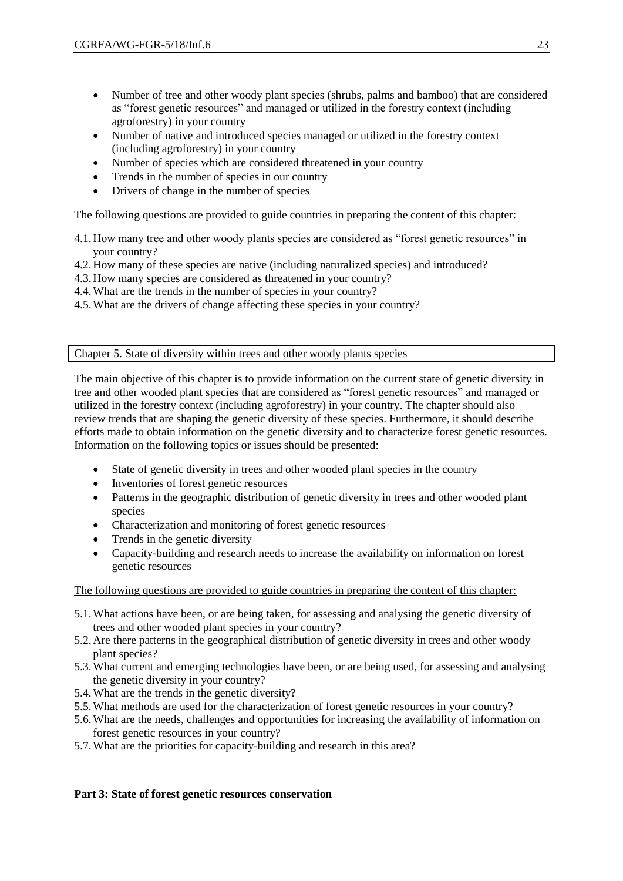- Number of tree and other woody plant species (shrubs, palms and bamboo) that are considered as "forest genetic resources" and managed or utilized in the forestry context (including agroforestry) in your country
- Number of native and introduced species managed or utilized in the forestry context (including agroforestry) in your country
- Number of species which are considered threatened in your country
- Trends in the number of species in our country
- Drivers of change in the number of species

<u>The following questions are provided to guide countries in preparing the content of this chapter:</u>

4.1. How many tree and other woody plants species are considered as "forest genetic resources" in your country?
4.2. How many of these species are native (including naturalized species) and introduced?
4.3. How many species are considered as threatened in your country?
4.4. What are the trends in the number of species in your country?
4.5. What are the drivers of change affecting these species in your country?

## Chapter 5. State of diversity within trees and other woody plants species

The main objective of this chapter is to provide information on the current state of genetic diversity in tree and other wooded plant species that are considered as "forest genetic resources" and managed or utilized in the forestry context (including agroforestry) in your country. The chapter should also review trends that are shaping the genetic diversity of these species. Furthermore, it should describe efforts made to obtain information on the genetic diversity and to characterize forest genetic resources. Information on the following topics or issues should be presented:

- State of genetic diversity in trees and other wooded plant species in the country
- Inventories of forest genetic resources
- Patterns in the geographic distribution of genetic diversity in trees and other wooded plant species
- Characterization and monitoring of forest genetic resources
- Trends in the genetic diversity
- Capacity-building and research needs to increase the availability on information on forest genetic resources

<u>The following questions are provided to guide countries in preparing the content of this chapter:</u>

5.1. What actions have been, or are being taken, for assessing and analysing the genetic diversity of trees and other wooded plant species in your country?
5.2. Are there patterns in the geographical distribution of genetic diversity in trees and other woody plant species?
5.3. What current and emerging technologies have been, or are being used, for assessing and analysing the genetic diversity in your country?
5.4. What are the trends in the genetic diversity?
5.5. What methods are used for the characterization of forest genetic resources in your country?
5.6. What are the needs, challenges and opportunities for increasing the availability of information on forest genetic resources in your country?
5.7. What are the priorities for capacity-building and research in this area?

**Part 3: State of forest genetic resources conservation**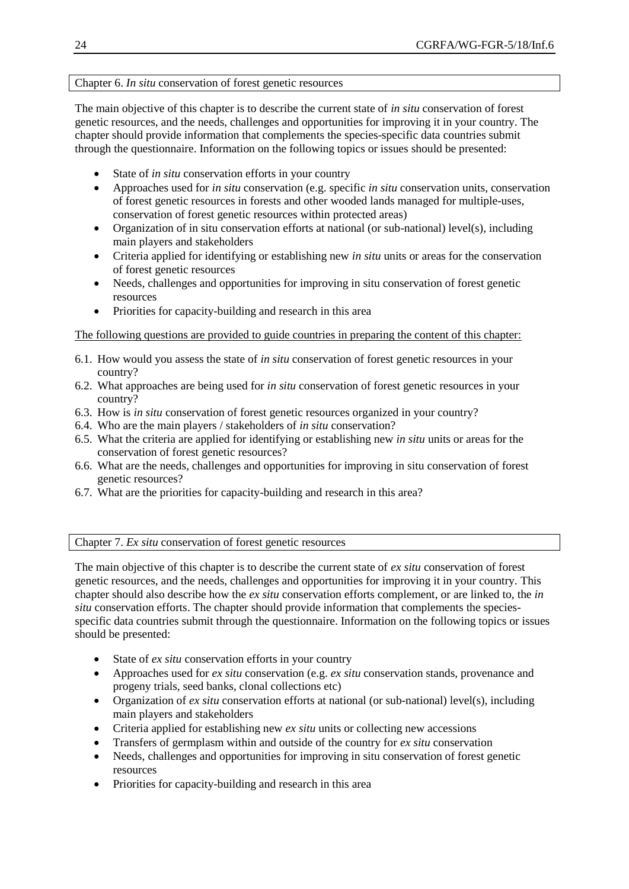## Chapter 6. *In situ* conservation of forest genetic resources

The main objective of this chapter is to describe the current state of *in situ* conservation of forest genetic resources, and the needs, challenges and opportunities for improving it in your country. The chapter should provide information that complements the species-specific data countries submit through the questionnaire. Information on the following topics or issues should be presented:

- State of *in situ* conservation efforts in your country
- Approaches used for *in situ* conservation (e.g. specific *in situ* conservation units, conservation of forest genetic resources in forests and other wooded lands managed for multiple-uses, conservation of forest genetic resources within protected areas)
- Organization of in situ conservation efforts at national (or sub-national) level(s), including main players and stakeholders
- Criteria applied for identifying or establishing new *in situ* units or areas for the conservation of forest genetic resources
- Needs, challenges and opportunities for improving in situ conservation of forest genetic resources
- Priorities for capacity-building and research in this area

The following questions are provided to guide countries in preparing the content of this chapter:

6.1. How would you assess the state of *in situ* conservation of forest genetic resources in your country?
6.2. What approaches are being used for *in situ* conservation of forest genetic resources in your country?
6.3. How is *in situ* conservation of forest genetic resources organized in your country?
6.4. Who are the main players / stakeholders of *in situ* conservation?
6.5. What the criteria are applied for identifying or establishing new *in situ* units or areas for the conservation of forest genetic resources?
6.6. What are the needs, challenges and opportunities for improving in situ conservation of forest genetic resources?
6.7. What are the priorities for capacity-building and research in this area?

## Chapter 7. *Ex situ* conservation of forest genetic resources

The main objective of this chapter is to describe the current state of *ex situ* conservation of forest genetic resources, and the needs, challenges and opportunities for improving it in your country. This chapter should also describe how the *ex situ* conservation efforts complement, or are linked to, the *in situ* conservation efforts. The chapter should provide information that complements the species-specific data countries submit through the questionnaire. Information on the following topics or issues should be presented:

- State of *ex situ* conservation efforts in your country
- Approaches used for *ex situ* conservation (e.g. *ex situ* conservation stands, provenance and progeny trials, seed banks, clonal collections etc)
- Organization of *ex situ* conservation efforts at national (or sub-national) level(s), including main players and stakeholders
- Criteria applied for establishing new *ex situ* units or collecting new accessions
- Transfers of germplasm within and outside of the country for *ex situ* conservation
- Needs, challenges and opportunities for improving in situ conservation of forest genetic resources
- Priorities for capacity-building and research in this area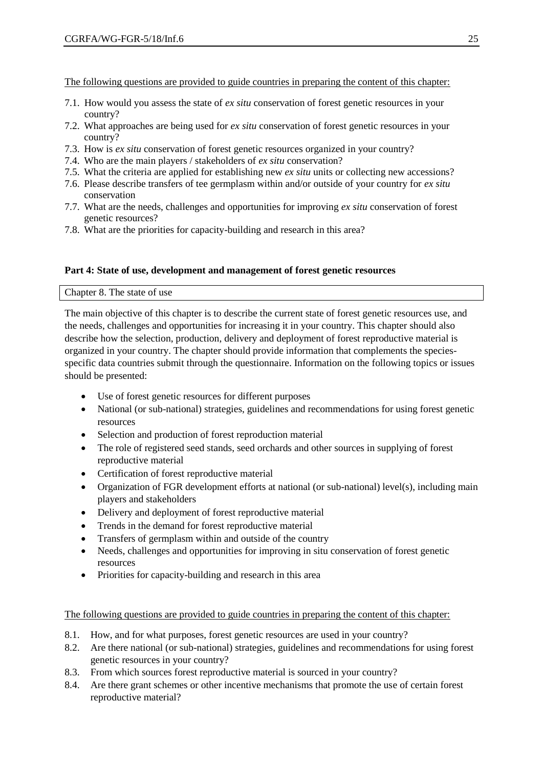<u>The following questions are provided to guide countries in preparing the content of this chapter:</u>

7.1. How would you assess the state of *ex situ* conservation of forest genetic resources in your country?
7.2. What approaches are being used for *ex situ* conservation of forest genetic resources in your country?
7.3. How is *ex situ* conservation of forest genetic resources organized in your country?
7.4. Who are the main players / stakeholders of *ex situ* conservation?
7.5. What the criteria are applied for establishing new *ex situ* units or collecting new accessions?
7.6. Please describe transfers of tee germplasm within and/or outside of your country for *ex situ* conservation
7.7. What are the needs, challenges and opportunities for improving *ex situ* conservation of forest genetic resources?
7.8. What are the priorities for capacity-building and research in this area?

**Part 4: State of use, development and management of forest genetic resources**

| Chapter 8. The state of use |
|---|

The main objective of this chapter is to describe the current state of forest genetic resources use, and the needs, challenges and opportunities for increasing it in your country. This chapter should also describe how the selection, production, delivery and deployment of forest reproductive material is organized in your country. The chapter should provide information that complements the species-specific data countries submit through the questionnaire. Information on the following topics or issues should be presented:

- Use of forest genetic resources for different purposes
- National (or sub-national) strategies, guidelines and recommendations for using forest genetic resources
- Selection and production of forest reproduction material
- The role of registered seed stands, seed orchards and other sources in supplying of forest reproductive material
- Certification of forest reproductive material
- Organization of FGR development efforts at national (or sub-national) level(s), including main players and stakeholders
- Delivery and deployment of forest reproductive material
- Trends in the demand for forest reproductive material
- Transfers of germplasm within and outside of the country
- Needs, challenges and opportunities for improving in situ conservation of forest genetic resources
- Priorities for capacity-building and research in this area

<u>The following questions are provided to guide countries in preparing the content of this chapter:</u>

8.1. How, and for what purposes, forest genetic resources are used in your country?
8.2. Are there national (or sub-national) strategies, guidelines and recommendations for using forest genetic resources in your country?
8.3. From which sources forest reproductive material is sourced in your country?
8.4. Are there grant schemes or other incentive mechanisms that promote the use of certain forest reproductive material?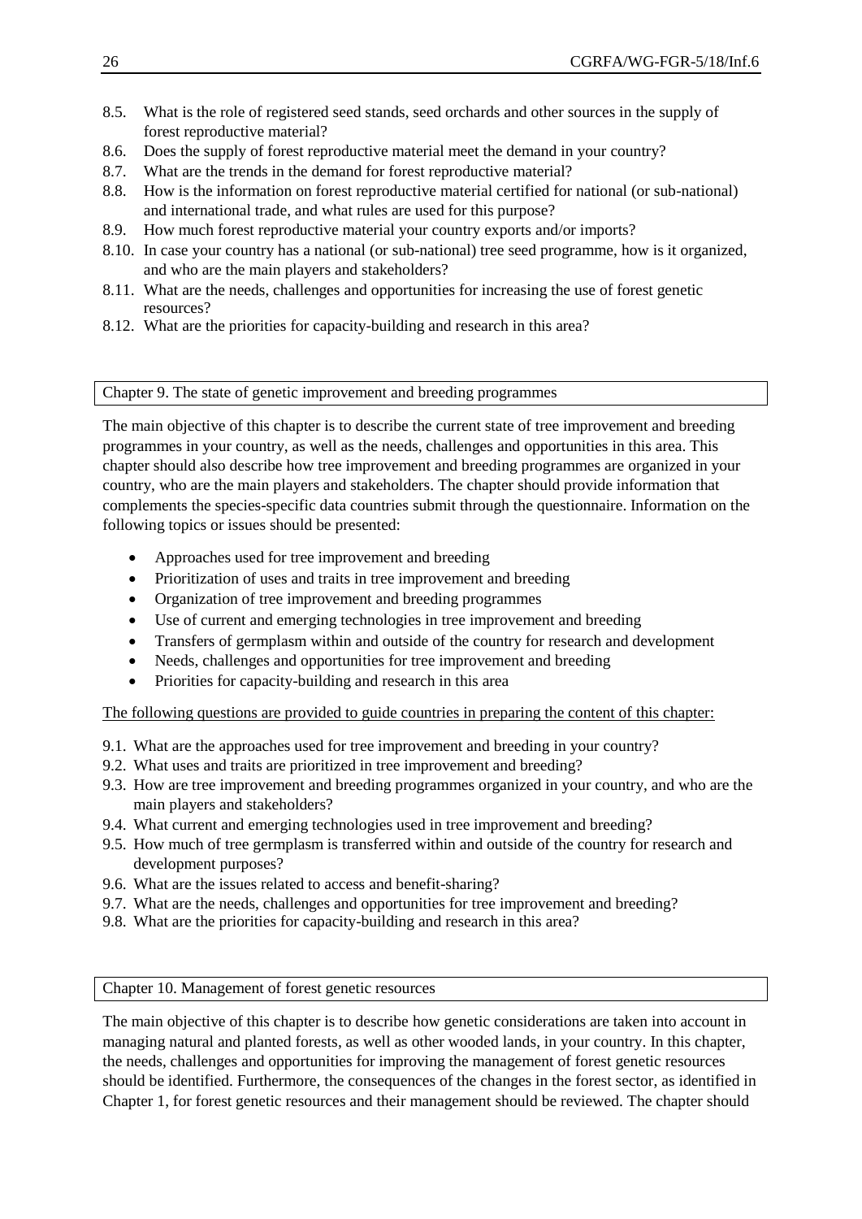8.5. What is the role of registered seed stands, seed orchards and other sources in the supply of forest reproductive material?
8.6. Does the supply of forest reproductive material meet the demand in your country?
8.7. What are the trends in the demand for forest reproductive material?
8.8. How is the information on forest reproductive material certified for national (or sub-national) and international trade, and what rules are used for this purpose?
8.9. How much forest reproductive material your country exports and/or imports?
8.10. In case your country has a national (or sub-national) tree seed programme, how is it organized, and who are the main players and stakeholders?
8.11. What are the needs, challenges and opportunities for increasing the use of forest genetic resources?
8.12. What are the priorities for capacity-building and research in this area?

## Chapter 9. The state of genetic improvement and breeding programmes

The main objective of this chapter is to describe the current state of tree improvement and breeding programmes in your country, as well as the needs, challenges and opportunities in this area. This chapter should also describe how tree improvement and breeding programmes are organized in your country, who are the main players and stakeholders. The chapter should provide information that complements the species-specific data countries submit through the questionnaire. Information on the following topics or issues should be presented:

- Approaches used for tree improvement and breeding
- Prioritization of uses and traits in tree improvement and breeding
- Organization of tree improvement and breeding programmes
- Use of current and emerging technologies in tree improvement and breeding
- Transfers of germplasm within and outside of the country for research and development
- Needs, challenges and opportunities for tree improvement and breeding
- Priorities for capacity-building and research in this area

The following questions are provided to guide countries in preparing the content of this chapter:

9.1. What are the approaches used for tree improvement and breeding in your country?
9.2. What uses and traits are prioritized in tree improvement and breeding?
9.3. How are tree improvement and breeding programmes organized in your country, and who are the main players and stakeholders?
9.4. What current and emerging technologies used in tree improvement and breeding?
9.5. How much of tree germplasm is transferred within and outside of the country for research and development purposes?
9.6. What are the issues related to access and benefit-sharing?
9.7. What are the needs, challenges and opportunities for tree improvement and breeding?
9.8. What are the priorities for capacity-building and research in this area?

## Chapter 10. Management of forest genetic resources

The main objective of this chapter is to describe how genetic considerations are taken into account in managing natural and planted forests, as well as other wooded lands, in your country. In this chapter, the needs, challenges and opportunities for improving the management of forest genetic resources should be identified. Furthermore, the consequences of the changes in the forest sector, as identified in Chapter 1, for forest genetic resources and their management should be reviewed. The chapter should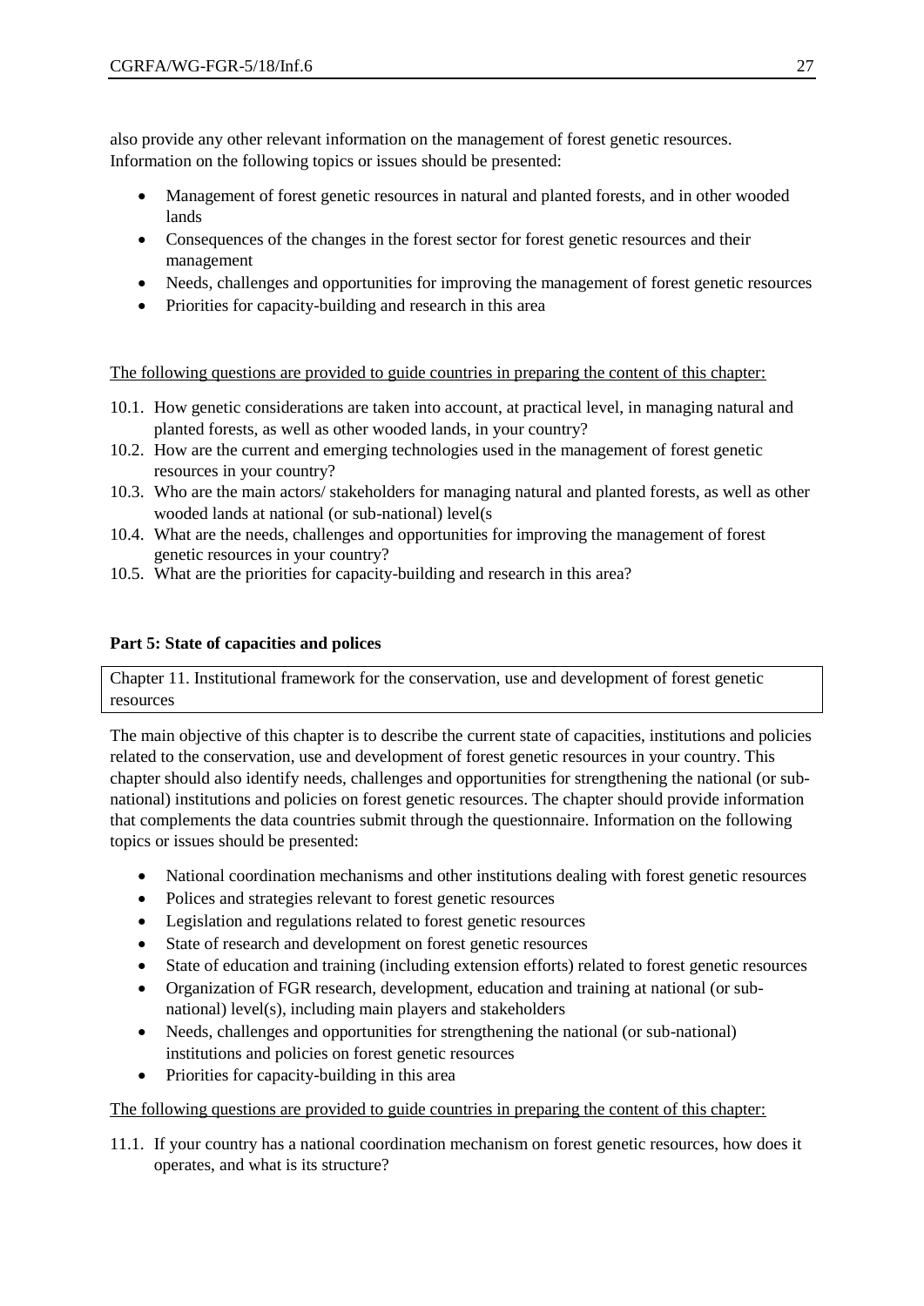also provide any other relevant information on the management of forest genetic resources. Information on the following topics or issues should be presented:

- Management of forest genetic resources in natural and planted forests, and in other wooded lands
- Consequences of the changes in the forest sector for forest genetic resources and their management
- Needs, challenges and opportunities for improving the management of forest genetic resources
- Priorities for capacity-building and research in this area

<u>The following questions are provided to guide countries in preparing the content of this chapter:</u>

10.1. How genetic considerations are taken into account, at practical level, in managing natural and planted forests, as well as other wooded lands, in your country?

10.2. How are the current and emerging technologies used in the management of forest genetic resources in your country?

10.3. Who are the main actors/ stakeholders for managing natural and planted forests, as well as other wooded lands at national (or sub-national) level(s

10.4. What are the needs, challenges and opportunities for improving the management of forest genetic resources in your country?

10.5. What are the priorities for capacity-building and research in this area?

**Part 5: State of capacities and polices**

| Chapter 11. Institutional framework for the conservation, use and development of forest genetic resources |
|---|

The main objective of this chapter is to describe the current state of capacities, institutions and policies related to the conservation, use and development of forest genetic resources in your country. This chapter should also identify needs, challenges and opportunities for strengthening the national (or sub-national) institutions and policies on forest genetic resources. The chapter should provide information that complements the data countries submit through the questionnaire. Information on the following topics or issues should be presented:

- National coordination mechanisms and other institutions dealing with forest genetic resources
- Polices and strategies relevant to forest genetic resources
- Legislation and regulations related to forest genetic resources
- State of research and development on forest genetic resources
- State of education and training (including extension efforts) related to forest genetic resources
- Organization of FGR research, development, education and training at national (or sub-national) level(s), including main players and stakeholders
- Needs, challenges and opportunities for strengthening the national (or sub-national) institutions and policies on forest genetic resources
- Priorities for capacity-building in this area

<u>The following questions are provided to guide countries in preparing the content of this chapter:</u>

11.1. If your country has a national coordination mechanism on forest genetic resources, how does it operates, and what is its structure?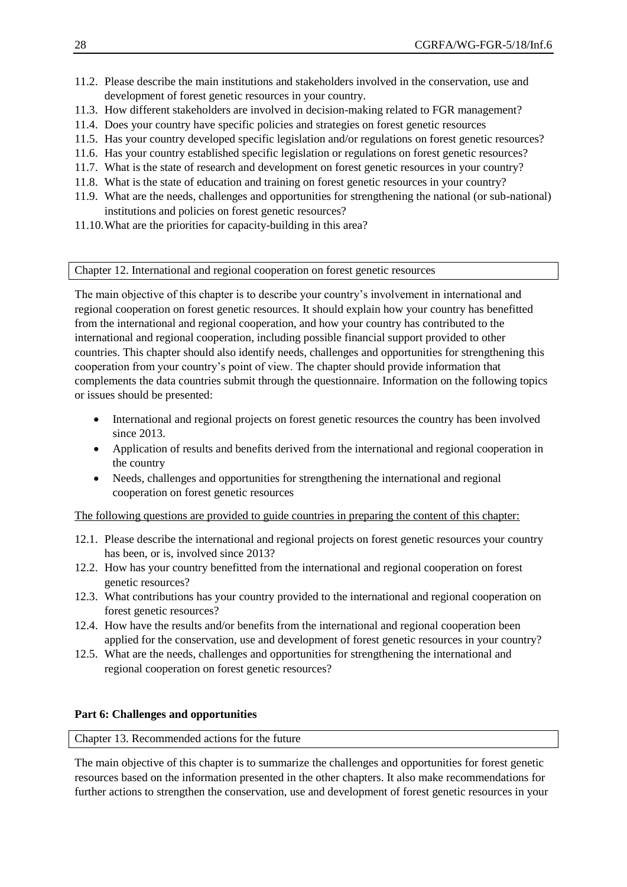11.2. Please describe the main institutions and stakeholders involved in the conservation, use and development of forest genetic resources in your country.
11.3. How different stakeholders are involved in decision-making related to FGR management?
11.4. Does your country have specific policies and strategies on forest genetic resources
11.5. Has your country developed specific legislation and/or regulations on forest genetic resources?
11.6. Has your country established specific legislation or regulations on forest genetic resources?
11.7. What is the state of research and development on forest genetic resources in your country?
11.8. What is the state of education and training on forest genetic resources in your country?
11.9. What are the needs, challenges and opportunities for strengthening the national (or sub-national) institutions and policies on forest genetic resources?
11.10. What are the priorities for capacity-building in this area?

### Chapter 12. International and regional cooperation on forest genetic resources

The main objective of this chapter is to describe your country's involvement in international and regional cooperation on forest genetic resources. It should explain how your country has benefitted from the international and regional cooperation, and how your country has contributed to the international and regional cooperation, including possible financial support provided to other countries. This chapter should also identify needs, challenges and opportunities for strengthening this cooperation from your country's point of view. The chapter should provide information that complements the data countries submit through the questionnaire. Information on the following topics or issues should be presented:

- International and regional projects on forest genetic resources the country has been involved since 2013.
- Application of results and benefits derived from the international and regional cooperation in the country
- Needs, challenges and opportunities for strengthening the international and regional cooperation on forest genetic resources

The following questions are provided to guide countries in preparing the content of this chapter:

12.1. Please describe the international and regional projects on forest genetic resources your country has been, or is, involved since 2013?
12.2. How has your country benefitted from the international and regional cooperation on forest genetic resources?
12.3. What contributions has your country provided to the international and regional cooperation on forest genetic resources?
12.4. How have the results and/or benefits from the international and regional cooperation been applied for the conservation, use and development of forest genetic resources in your country?
12.5. What are the needs, challenges and opportunities for strengthening the international and regional cooperation on forest genetic resources?

## Part 6: Challenges and opportunities

### Chapter 13. Recommended actions for the future

The main objective of this chapter is to summarize the challenges and opportunities for forest genetic resources based on the information presented in the other chapters. It also make recommendations for further actions to strengthen the conservation, use and development of forest genetic resources in your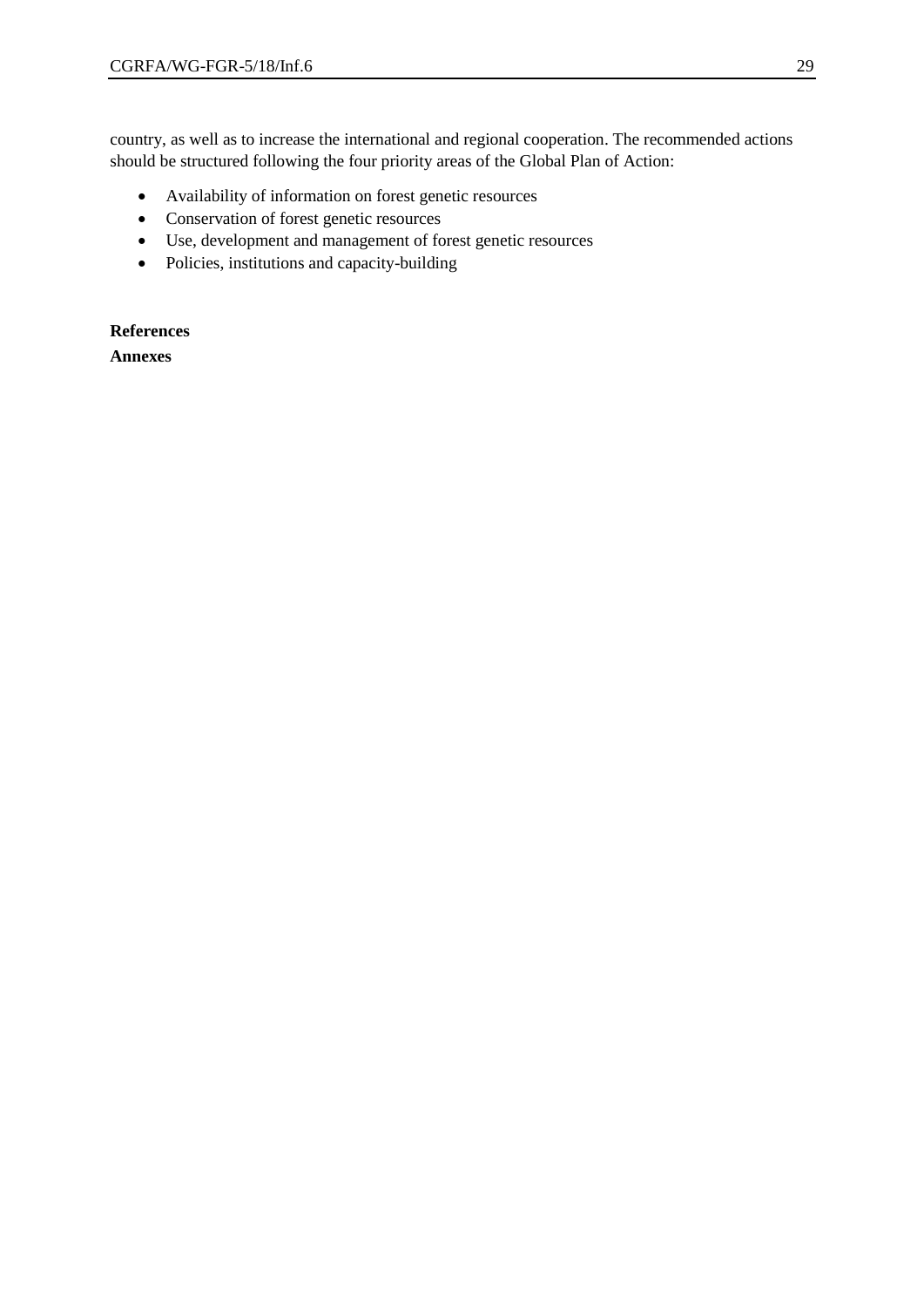country, as well as to increase the international and regional cooperation. The recommended actions should be structured following the four priority areas of the Global Plan of Action:

- Availability of information on forest genetic resources
- Conservation of forest genetic resources
- Use, development and management of forest genetic resources
- Policies, institutions and capacity-building

**References**

**Annexes**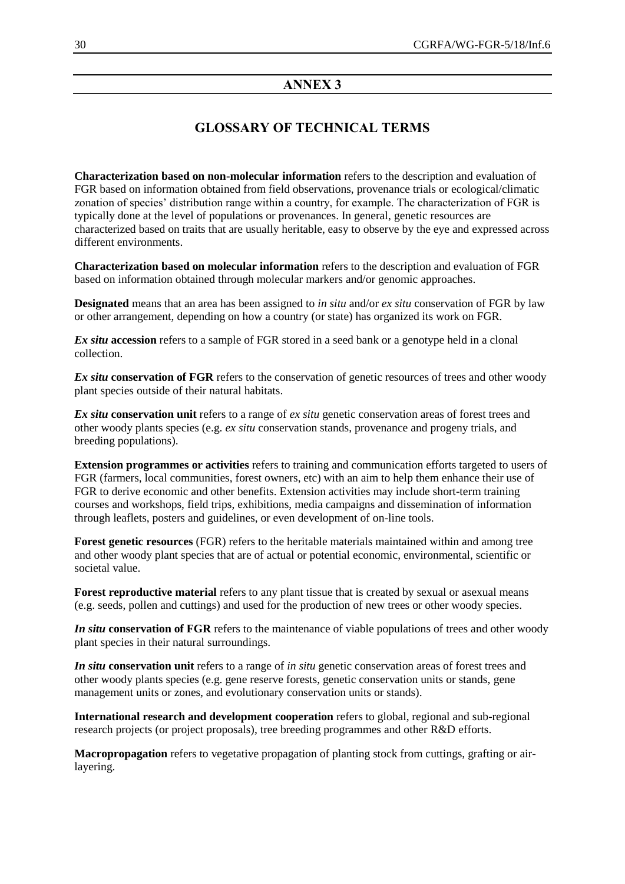## ANNEX 3

## GLOSSARY OF TECHNICAL TERMS

**Characterization based on non-molecular information** refers to the description and evaluation of FGR based on information obtained from field observations, provenance trials or ecological/climatic zonation of species' distribution range within a country, for example. The characterization of FGR is typically done at the level of populations or provenances. In general, genetic resources are characterized based on traits that are usually heritable, easy to observe by the eye and expressed across different environments.

**Characterization based on molecular information** refers to the description and evaluation of FGR based on information obtained through molecular markers and/or genomic approaches.

**Designated** means that an area has been assigned to *in situ* and/or *ex situ* conservation of FGR by law or other arrangement, depending on how a country (or state) has organized its work on FGR.

***Ex situ* accession** refers to a sample of FGR stored in a seed bank or a genotype held in a clonal collection.

***Ex situ* conservation of FGR** refers to the conservation of genetic resources of trees and other woody plant species outside of their natural habitats.

***Ex situ* conservation unit** refers to a range of *ex situ* genetic conservation areas of forest trees and other woody plants species (e.g. *ex situ* conservation stands, provenance and progeny trials, and breeding populations).

**Extension programmes or activities** refers to training and communication efforts targeted to users of FGR (farmers, local communities, forest owners, etc) with an aim to help them enhance their use of FGR to derive economic and other benefits. Extension activities may include short-term training courses and workshops, field trips, exhibitions, media campaigns and dissemination of information through leaflets, posters and guidelines, or even development of on-line tools.

**Forest genetic resources** (FGR) refers to the heritable materials maintained within and among tree and other woody plant species that are of actual or potential economic, environmental, scientific or societal value.

**Forest reproductive material** refers to any plant tissue that is created by sexual or asexual means (e.g. seeds, pollen and cuttings) and used for the production of new trees or other woody species.

***In situ* conservation of FGR** refers to the maintenance of viable populations of trees and other woody plant species in their natural surroundings.

***In situ* conservation unit** refers to a range of *in situ* genetic conservation areas of forest trees and other woody plants species (e.g. gene reserve forests, genetic conservation units or stands, gene management units or zones, and evolutionary conservation units or stands).

**International research and development cooperation** refers to global, regional and sub-regional research projects (or project proposals), tree breeding programmes and other R&D efforts.

**Macropropagation** refers to vegetative propagation of planting stock from cuttings, grafting or air-layering.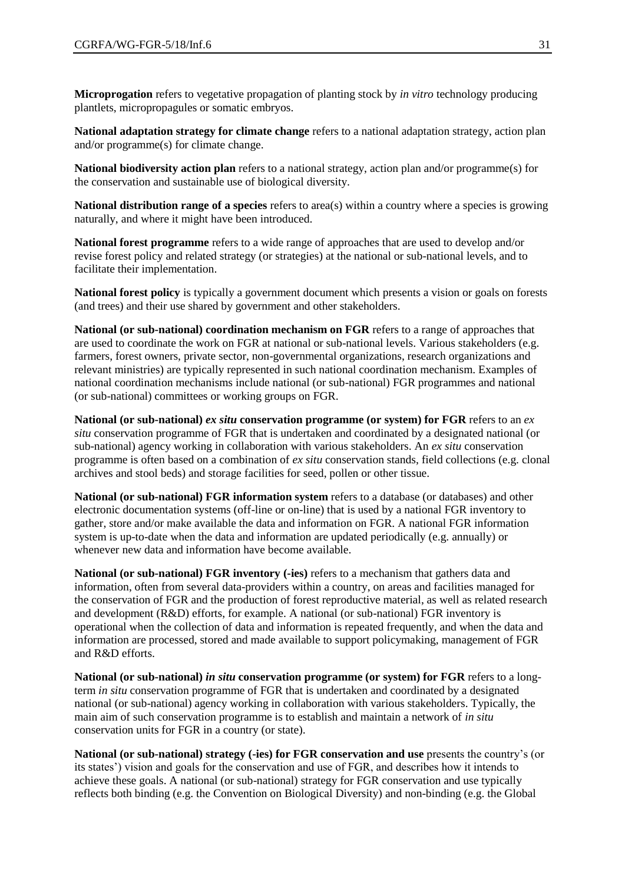**Micropropgation** refers to vegetative propagation of planting stock by *in vitro* technology producing plantlets, micropropagules or somatic embryos.

**National adaptation strategy for climate change** refers to a national adaptation strategy, action plan and/or programme(s) for climate change.

**National biodiversity action plan** refers to a national strategy, action plan and/or programme(s) for the conservation and sustainable use of biological diversity.

**National distribution range of a species** refers to area(s) within a country where a species is growing naturally, and where it might have been introduced.

**National forest programme** refers to a wide range of approaches that are used to develop and/or revise forest policy and related strategy (or strategies) at the national or sub-national levels, and to facilitate their implementation.

**National forest policy** is typically a government document which presents a vision or goals on forests (and trees) and their use shared by government and other stakeholders.

**National (or sub-national) coordination mechanism on FGR** refers to a range of approaches that are used to coordinate the work on FGR at national or sub-national levels. Various stakeholders (e.g. farmers, forest owners, private sector, non-governmental organizations, research organizations and relevant ministries) are typically represented in such national coordination mechanism. Examples of national coordination mechanisms include national (or sub-national) FGR programmes and national (or sub-national) committees or working groups on FGR.

**National (or sub-national) *ex situ* conservation programme (or system) for FGR** refers to an *ex situ* conservation programme of FGR that is undertaken and coordinated by a designated national (or sub-national) agency working in collaboration with various stakeholders. An *ex situ* conservation programme is often based on a combination of *ex situ* conservation stands, field collections (e.g. clonal archives and stool beds) and storage facilities for seed, pollen or other tissue.

**National (or sub-national) FGR information system** refers to a database (or databases) and other electronic documentation systems (off-line or on-line) that is used by a national FGR inventory to gather, store and/or make available the data and information on FGR. A national FGR information system is up-to-date when the data and information are updated periodically (e.g. annually) or whenever new data and information have become available.

**National (or sub-national) FGR inventory (-ies)** refers to a mechanism that gathers data and information, often from several data-providers within a country, on areas and facilities managed for the conservation of FGR and the production of forest reproductive material, as well as related research and development (R&D) efforts, for example. A national (or sub-national) FGR inventory is operational when the collection of data and information is repeated frequently, and when the data and information are processed, stored and made available to support policymaking, management of FGR and R&D efforts.

**National (or sub-national) *in situ* conservation programme (or system) for FGR** refers to a long-term *in situ* conservation programme of FGR that is undertaken and coordinated by a designated national (or sub-national) agency working in collaboration with various stakeholders. Typically, the main aim of such conservation programme is to establish and maintain a network of *in situ* conservation units for FGR in a country (or state).

**National (or sub-national) strategy (-ies) for FGR conservation and use** presents the country's (or its states') vision and goals for the conservation and use of FGR, and describes how it intends to achieve these goals. A national (or sub-national) strategy for FGR conservation and use typically reflects both binding (e.g. the Convention on Biological Diversity) and non-binding (e.g. the Global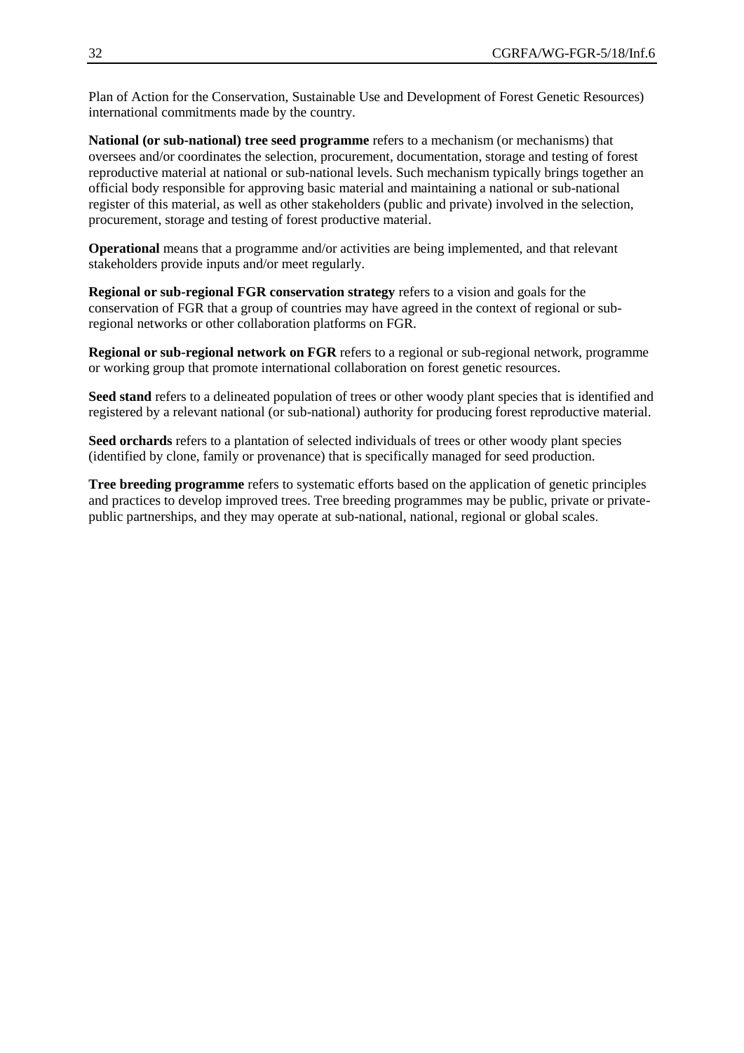Plan of Action for the Conservation, Sustainable Use and Development of Forest Genetic Resources) international commitments made by the country.

**National (or sub-national) tree seed programme** refers to a mechanism (or mechanisms) that oversees and/or coordinates the selection, procurement, documentation, storage and testing of forest reproductive material at national or sub-national levels. Such mechanism typically brings together an official body responsible for approving basic material and maintaining a national or sub-national register of this material, as well as other stakeholders (public and private) involved in the selection, procurement, storage and testing of forest productive material.

**Operational** means that a programme and/or activities are being implemented, and that relevant stakeholders provide inputs and/or meet regularly.

**Regional or sub-regional FGR conservation strategy** refers to a vision and goals for the conservation of FGR that a group of countries may have agreed in the context of regional or sub-regional networks or other collaboration platforms on FGR.

**Regional or sub-regional network on FGR** refers to a regional or sub-regional network, programme or working group that promote international collaboration on forest genetic resources.

**Seed stand** refers to a delineated population of trees or other woody plant species that is identified and registered by a relevant national (or sub-national) authority for producing forest reproductive material.

**Seed orchards** refers to a plantation of selected individuals of trees or other woody plant species (identified by clone, family or provenance) that is specifically managed for seed production.

**Tree breeding programme** refers to systematic efforts based on the application of genetic principles and practices to develop improved trees. Tree breeding programmes may be public, private or private-public partnerships, and they may operate at sub-national, national, regional or global scales.